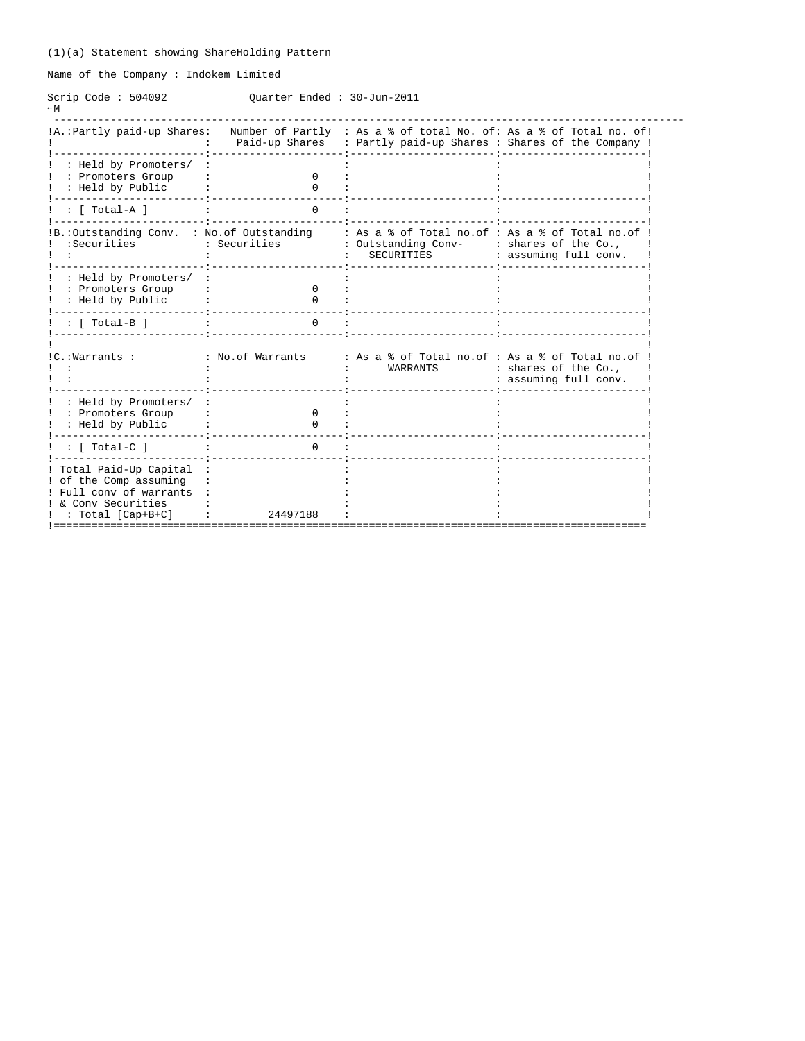(1)(a) Statement showing ShareHolding Pattern

Name of the Company : Indokem Limited

Scrip Code : 504092 Quarter Ended : 30-Jun-2011

| A.:Partly paid-up Shares: | Number of Partly Paid-up Shares | As a % of total No. of: Partly paid-up Shares | As a % of Total no. of Shares of the Company |
|---|---|---|---|
| : Held by Promoters/ : Promoters Group | 0 | | |
| : Held by Public | 0 | | |
| : [ Total-A ] | 0 | | |

| B.:Outstanding Conv. :Securities | No.of Outstanding Securities | As a % of Total no.of Outstanding Conv- SECURITIES | As a % of Total no.of shares of the Co., assuming full conv. |
|---|---|---|---|
| : Held by Promoters/ : Promoters Group | 0 | | |
| : Held by Public | 0 | | |
| : [ Total-B ] | 0 | | |

| C.:Warrants : | No.of Warrants | As a % of Total no.of WARRANTS | As a % of Total no.of shares of the Co., assuming full conv. |
|---|---|---|---|
| : Held by Promoters/ : Promoters Group | 0 | | |
| : Held by Public | 0 | | |
| : [ Total-C ] | 0 | | |
| Total Paid-Up Capital of the Comp assuming Full conv of warrants & Conv Securities : Total [Cap+B+C] | 24497188 | | |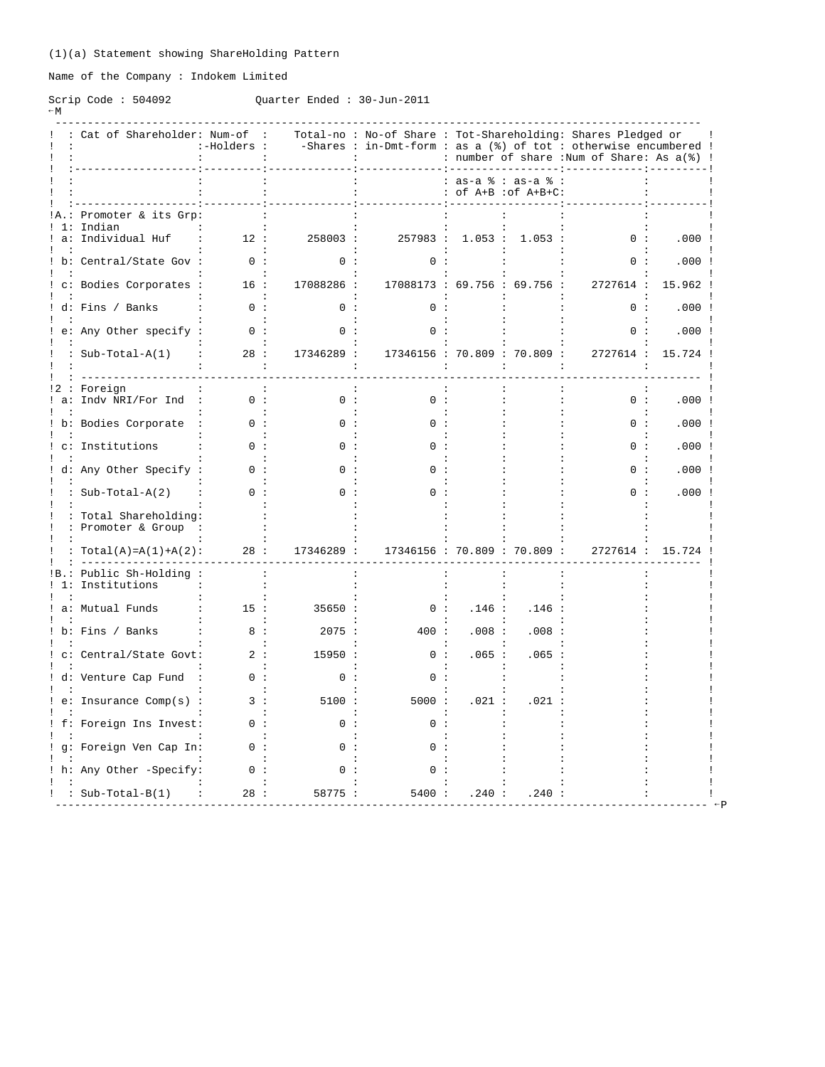(1)(a) Statement showing ShareHolding Pattern

Name of the Company : Indokem Limited

Scrip Code : 504092 Quarter Ended : 30-Jun-2011

| | Cat of Shareholder | Num-of -Holders | Total-no -Shares | No-of Share in-Dmt-form | Tot-Shareholding: as a (%) of tot number of share | | Shares Pledged or otherwise encumbered | |
|---|---|---|---|---|---|---|---|---|
| | | | | | as-a % of A+B | as-a % of A+B+C | Num of Share | As a(%) |
| A. | Promoter & its Grp | | | | | | | |
| 1 | Indian | | | | | | | |
| a | Individual Huf | 12 | 258003 | 257983 | 1.053 | 1.053 | 0 | .000 |
| b | Central/State Gov | 0 | 0 | 0 | | | 0 | .000 |
| c | Bodies Corporates | 16 | 17088286 | 17088173 | 69.756 | 69.756 | 2727614 | 15.962 |
| d | Fins / Banks | 0 | 0 | 0 | | | 0 | .000 |
| e | Any Other specify | 0 | 0 | 0 | | | 0 | .000 |
| | Sub-Total-A(1) | 28 | 17346289 | 17346156 | 70.809 | 70.809 | 2727614 | 15.724 |
| 2 | Foreign | | | | | | | |
| a | Indv NRI/For Ind | 0 | 0 | 0 | | | 0 | .000 |
| b | Bodies Corporate | 0 | 0 | 0 | | | 0 | .000 |
| c | Institutions | 0 | 0 | 0 | | | 0 | .000 |
| d | Any Other Specify | 0 | 0 | 0 | | | 0 | .000 |
| | Sub-Total-A(2) | 0 | 0 | 0 | | | 0 | .000 |
| | Total Shareholding Promoter & Group | | | | | | | |
| | Total(A)=A(1)+A(2) | 28 | 17346289 | 17346156 | 70.809 | 70.809 | 2727614 | 15.724 |
| B. | Public Sh-Holding | | | | | | | |
| 1 | Institutions | | | | | | | |
| a | Mutual Funds | 15 | 35650 | 0 | .146 | .146 | | |
| b | Fins / Banks | 8 | 2075 | 400 | .008 | .008 | | |
| c | Central/State Govt | 2 | 15950 | 0 | .065 | .065 | | |
| d | Venture Cap Fund | 0 | 0 | 0 | | | | |
| e | Insurance Comp(s) | 3 | 5100 | 5000 | .021 | .021 | | |
| f | Foreign Ins Invest | 0 | 0 | 0 | | | | |
| g | Foreign Ven Cap In | 0 | 0 | 0 | | | | |
| h | Any Other -Specify | 0 | 0 | 0 | | | | |
| | Sub-Total-B(1) | 28 | 58775 | 5400 | .240 | .240 | | |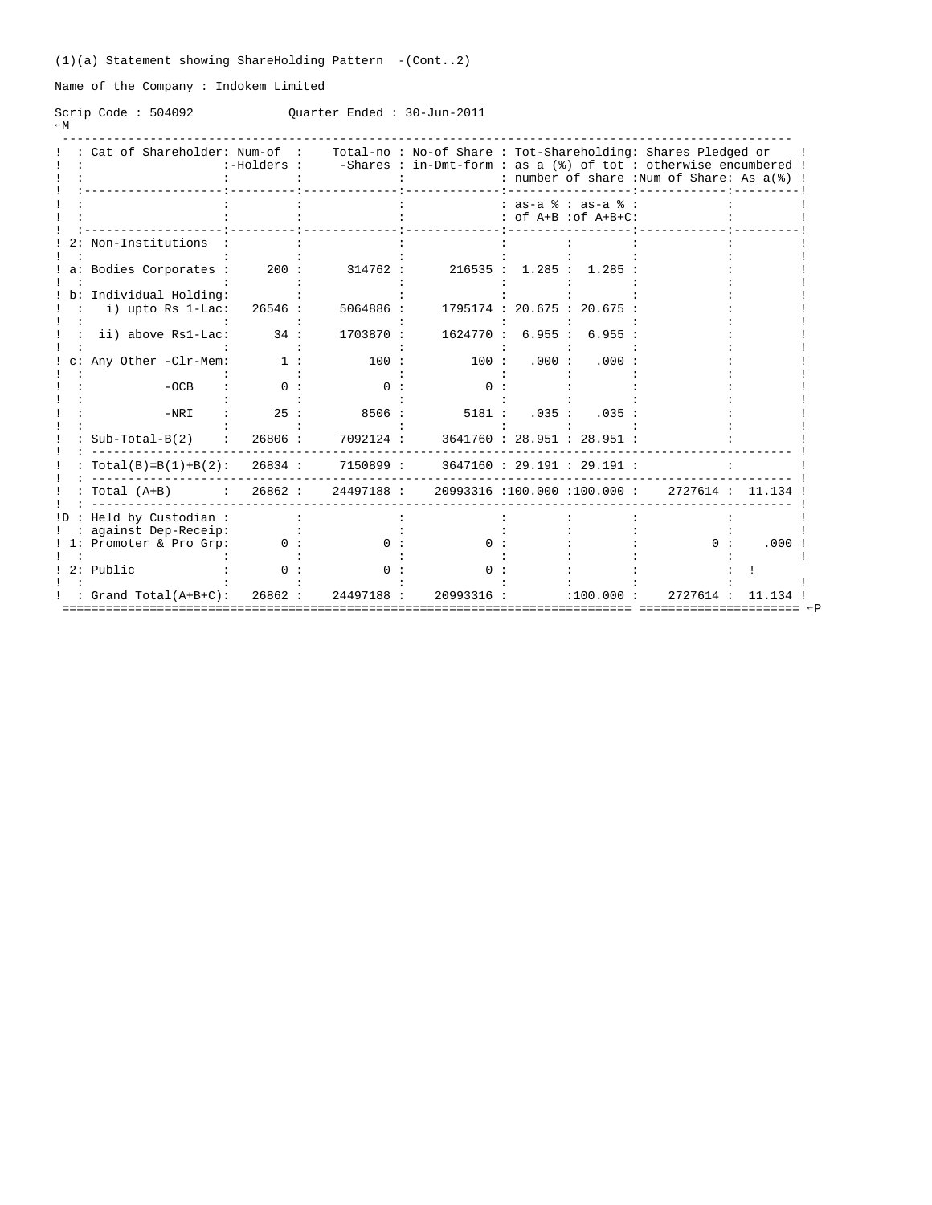(1)(a) Statement showing ShareHolding Pattern -(Cont..2)

Name of the Company : Indokem Limited

Scrip Code : 504092 Quarter Ended : 30-Jun-2011

| | Cat of Shareholder | Num-of -Holders | Total-no -Shares | No-of Share in-Dmt-form | Tot-Shareholding: as a (%) of tot number of share | | Shares Pledged or otherwise encumbered | |
|---|---|---|---|---|---|---|---|---|
| | | | | | as-a % of A+B | as-a % of A+B+C | Num of Share | As a(%) |
| 2: | Non-Institutions | | | | | | | |
| a: | Bodies Corporates | 200 | 314762 | 216535 | 1.285 | 1.285 | | |
| b: | Individual Holding: | | | | | | | |
| | i) upto Rs 1-Lac | 26546 | 5064886 | 1795174 | 20.675 | 20.675 | | |
| | ii) above Rs1-Lac | 34 | 1703870 | 1624770 | 6.955 | 6.955 | | |
| c: | Any Other -Clr-Mem | 1 | 100 | 100 | .000 | .000 | | |
| | -OCB | 0 | 0 | 0 | | | | |
| | -NRI | 25 | 8506 | 5181 | .035 | .035 | | |
| | Sub-Total-B(2) | 26806 | 7092124 | 3641760 | 28.951 | 28.951 | | |
| | Total(B)=B(1)+B(2) | 26834 | 7150899 | 3647160 | 29.191 | 29.191 | | |
| | Total (A+B) | 26862 | 24497188 | 20993316 | 100.000 | 100.000 | 2727614 | 11.134 |
| D | Held by Custodian against Dep-Receip | | | | | | | |
| 1: | Promoter & Pro Grp | 0 | 0 | 0 | | | 0 | .000 |
| 2: | Public | 0 | 0 | 0 | | | | |
| | Grand Total(A+B+C) | 26862 | 24497188 | 20993316 | | 100.000 | 2727614 | 11.134 |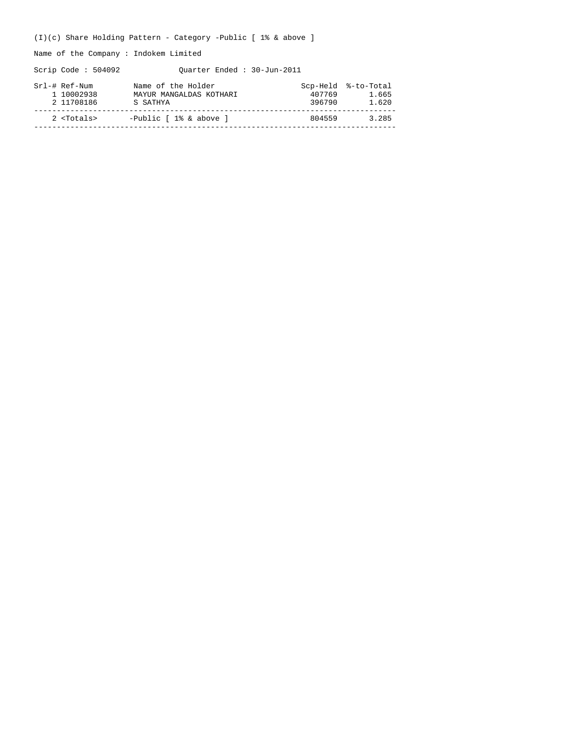(I)(c) Share Holding Pattern - Category -Public [ 1% & above ]

Name of the Company : Indokem Limited

Scrip Code : 504092 Quarter Ended : 30-Jun-2011

| Srl-# | Ref-Num | Name of the Holder | Scp-Held | %-to-Total |
|---|---|---|---|---|
| 1 | 10002938 | MAYUR MANGALDAS KOTHARI | 407769 | 1.665 |
| 2 | 11708186 | S SATHYA | 396790 | 1.620 |
| 2 | <Totals> | -Public [ 1% & above ] | 804559 | 3.285 |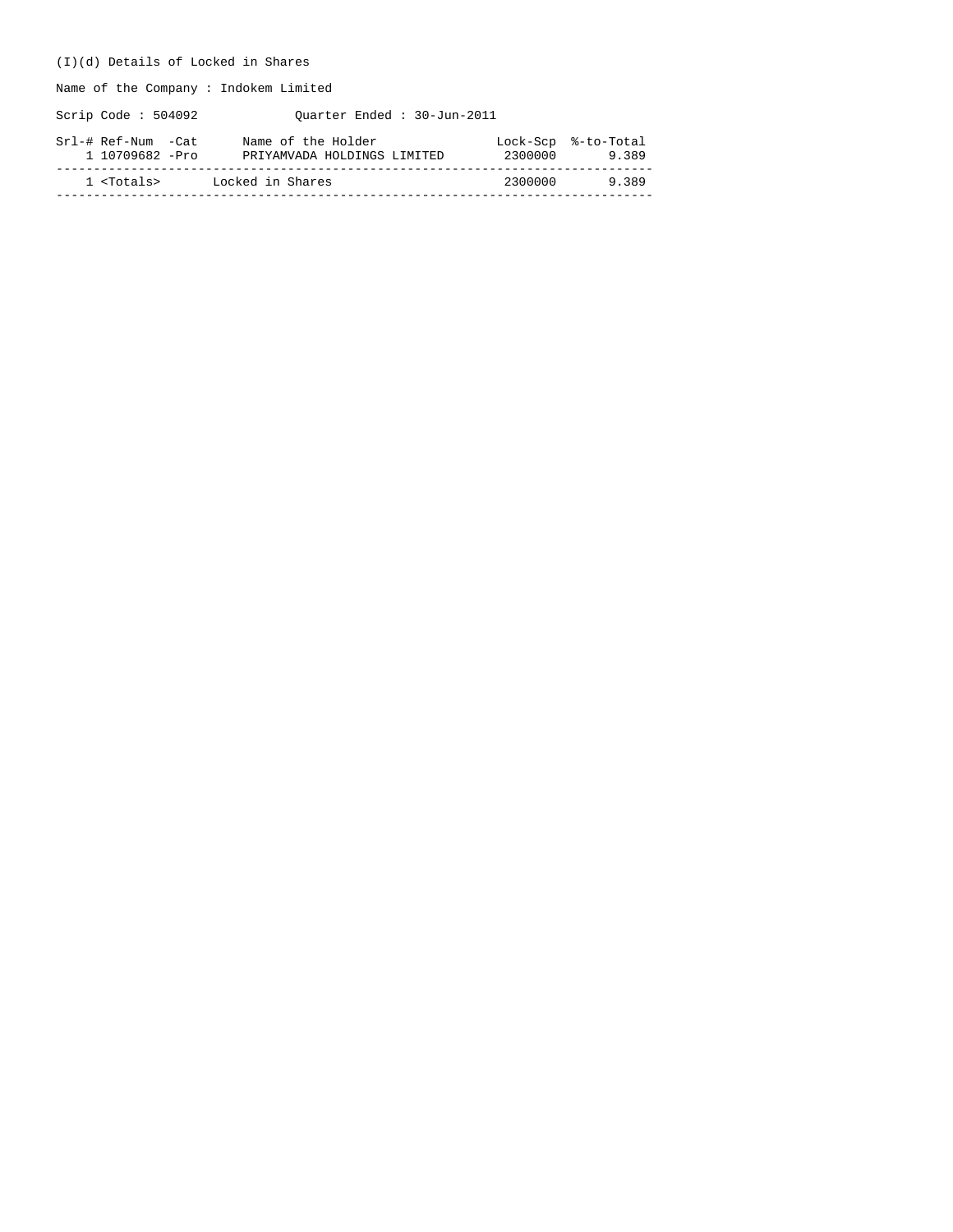(I)(d) Details of Locked in Shares

Name of the Company : Indokem Limited

Scrip Code : 504092 Quarter Ended : 30-Jun-2011

| Srl-# | Ref-Num | -Cat | Name of the Holder | Lock-Scp | %-to-Total |
|---|---|---|---|---|---|
| 1 | 10709682 | -Pro | PRIYAMVADA HOLDINGS LIMITED | 2300000 | 9.389 |
| 1 | <Totals> | | Locked in Shares | 2300000 | 9.389 |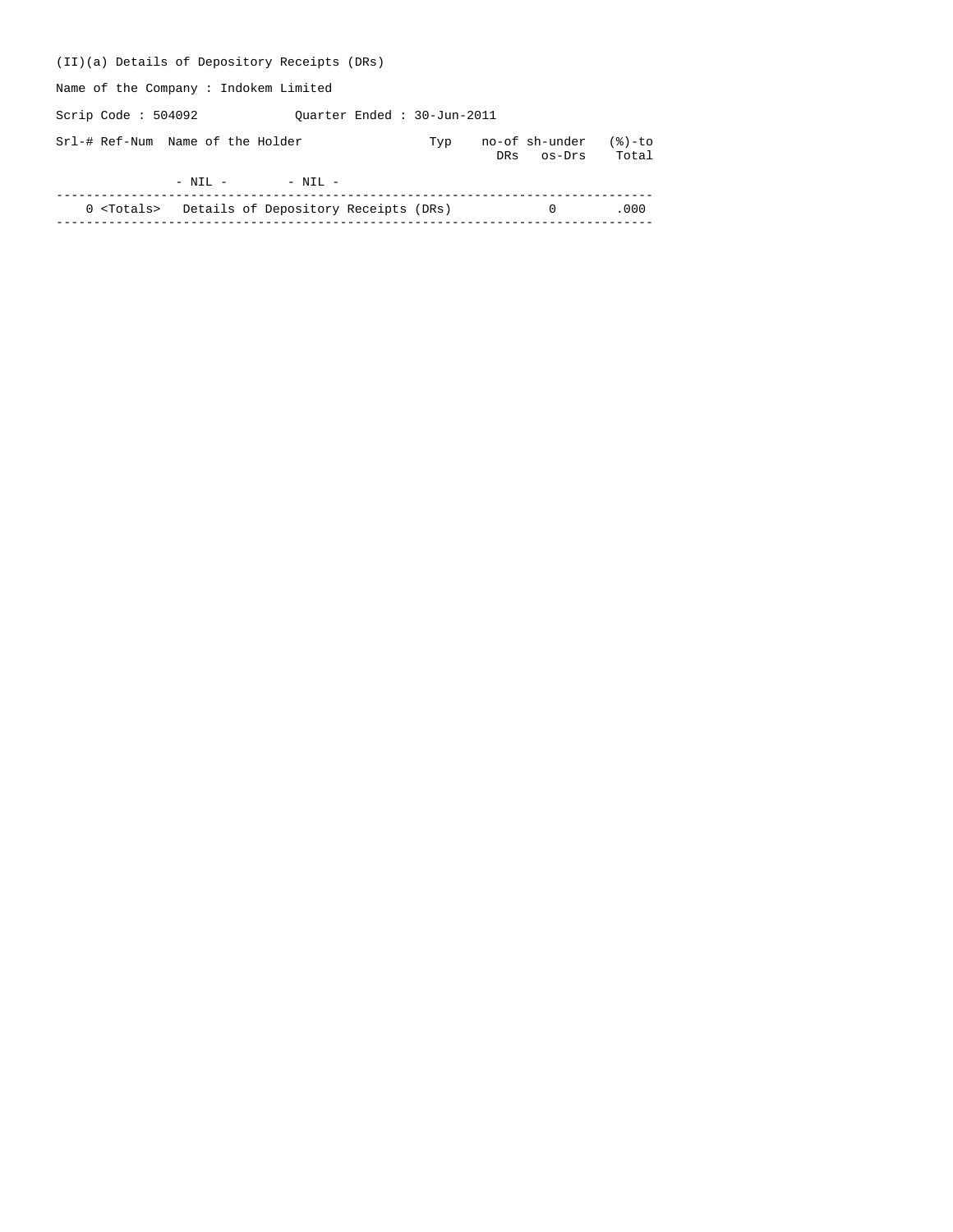(II)(a) Details of Depository Receipts (DRs)

Name of the Company : Indokem Limited

Scrip Code : 504092 Quarter Ended : 30-Jun-2011

| Srl-# | Ref-Num | Name of the Holder | Typ | no-of DRs | sh-under os-Drs | (%)-to Total |
|---|---|---|---|---|---|---|
| | - NIL - | - NIL - | | | | |
| 0 | <Totals> | Details of Depository Receipts (DRs) | | | 0 | .000 |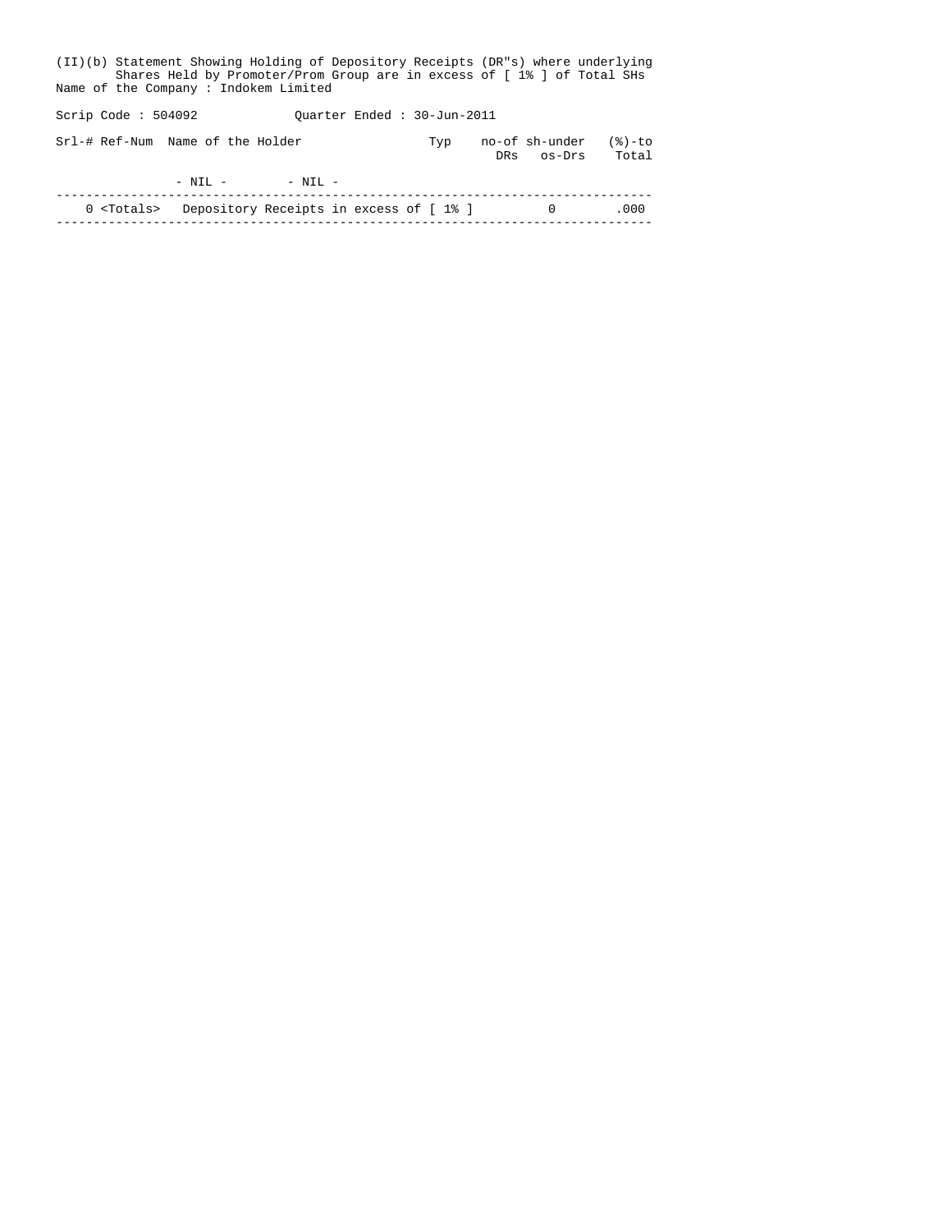(II)(b) Statement Showing Holding of Depository Receipts (DR"s) where underlying Shares Held by Promoter/Prom Group are in excess of [ 1% ] of Total SHs

Name of the Company : Indokem Limited

Scrip Code : 504092 Quarter Ended : 30-Jun-2011

| Srl-# | Ref-Num | Name of the Holder | Typ | no-of DRs | sh-under os-Drs | (%)-to Total |
|---|---|---|---|---|---|---|
| | - NIL - | - NIL - | | | | |
| 0 | <Totals> | Depository Receipts in excess of [ 1% ] | | | 0 | .000 |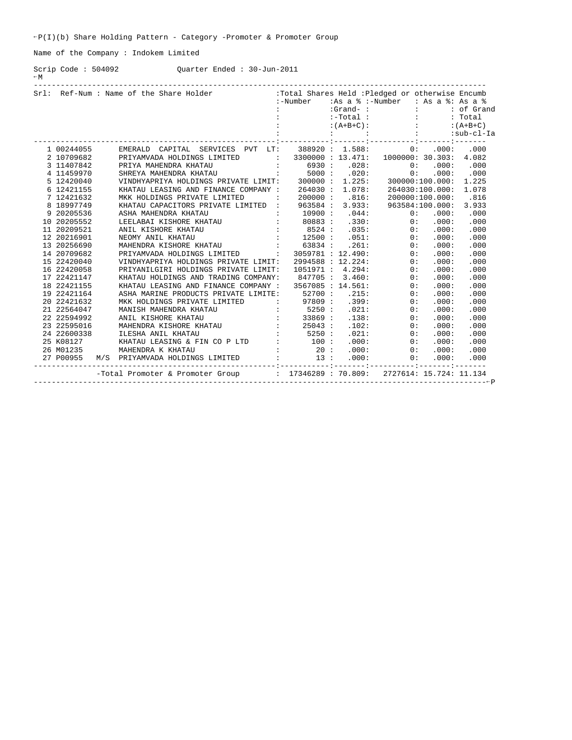P(I)(b) Share Holding Pattern - Category -Promoter & Promoter Group

Name of the Company : Indokem Limited

Scrip Code : 504092 Quarter Ended : 30-Jun-2011

| Srl: | Ref-Num | Name of the Share Holder | Total Shares Held -Number | As a % Grand-Total (A+B+C) | Pledged or otherwise Encumb -Number | As a % | As a % of Grand Total (A+B+C) sub-cl-Ia |
|---|---|---|---|---|---|---|---|
| 1 | 00244055 | EMERALD CAPITAL SERVICES PVT LT | 388920 | 1.588 | 0 | .000 | .000 |
| 2 | 10709682 | PRIYAMVADA HOLDINGS LIMITED | 3300000 | 13.471 | 1000000 | 30.303 | 4.082 |
| 3 | 11407842 | PRIYA MAHENDRA KHATAU | 6930 | .028 | 0 | .000 | .000 |
| 4 | 11459970 | SHREYA MAHENDRA KHATAU | 5000 | .020 | 0 | .000 | .000 |
| 5 | 12420040 | VINDHYAPRIYA HOLDINGS PRIVATE LIMIT | 300000 | 1.225 | 300000 | 100.000 | 1.225 |
| 6 | 12421155 | KHATAU LEASING AND FINANCE COMPANY | 264030 | 1.078 | 264030 | 100.000 | 1.078 |
| 7 | 12421632 | MKK HOLDINGS PRIVATE LIMITED | 200000 | .816 | 200000 | 100.000 | .816 |
| 8 | 18997749 | KHATAU CAPACITORS PRIVATE LIMITED | 963584 | 3.933 | 963584 | 100.000 | 3.933 |
| 9 | 20205536 | ASHA MAHENDRA KHATAU | 10900 | .044 | 0 | .000 | .000 |
| 10 | 20205552 | LEELABAI KISHORE KHATAU | 80883 | .330 | 0 | .000 | .000 |
| 11 | 20209521 | ANIL KISHORE KHATAU | 8524 | .035 | 0 | .000 | .000 |
| 12 | 20216901 | NEOMY ANIL KHATAU | 12500 | .051 | 0 | .000 | .000 |
| 13 | 20256690 | MAHENDRA KISHORE KHATAU | 63834 | .261 | 0 | .000 | .000 |
| 14 | 20709682 | PRIYAMVADA HOLDINGS LIMITED | 3059781 | 12.490 | 0 | .000 | .000 |
| 15 | 22420040 | VINDHYAPRIYA HOLDINGS PRIVATE LIMIT | 2994588 | 12.224 | 0 | .000 | .000 |
| 16 | 22420058 | PRIYANILGIRI HOLDINGS PRIVATE LIMIT | 1051971 | 4.294 | 0 | .000 | .000 |
| 17 | 22421147 | KHATAU HOLDINGS AND TRADING COMPANY | 847705 | 3.460 | 0 | .000 | .000 |
| 18 | 22421155 | KHATAU LEASING AND FINANCE COMPANY | 3567085 | 14.561 | 0 | .000 | .000 |
| 19 | 22421164 | ASHA MARINE PRODUCTS PRIVATE LIMITE | 52700 | .215 | 0 | .000 | .000 |
| 20 | 22421632 | MKK HOLDINGS PRIVATE LIMITED | 97809 | .399 | 0 | .000 | .000 |
| 21 | 22564047 | MANISH MAHENDRA KHATAU | 5250 | .021 | 0 | .000 | .000 |
| 22 | 22594992 | ANIL KISHORE KHATAU | 33869 | .138 | 0 | .000 | .000 |
| 23 | 22595016 | MAHENDRA KISHORE KHATAU | 25043 | .102 | 0 | .000 | .000 |
| 24 | 22600338 | ILESHA ANIL KHATAU | 5250 | .021 | 0 | .000 | .000 |
| 25 | K08127 | KHATAU LEASING & FIN CO P LTD | 100 | .000 | 0 | .000 | .000 |
| 26 | M01235 | MAHENDRA K KHATAU | 20 | .000 | 0 | .000 | .000 |
| 27 | P00955 | M/S PRIYAMVADA HOLDINGS LIMITED | 13 | .000 | 0 | .000 | .000 |
| | | -Total Promoter & Promoter Group | 17346289 | 70.809 | 2727614 | 15.724 | 11.134 |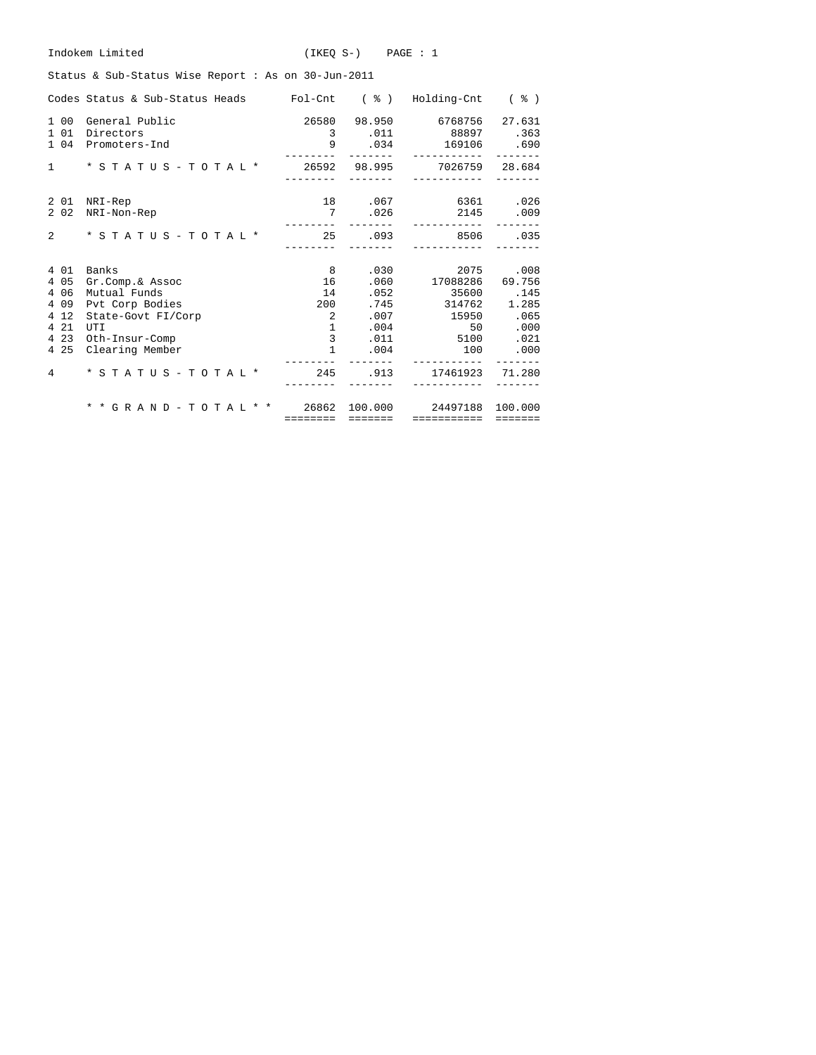Indokem Limited (IKEQ S-) PAGE : 1

Status & Sub-Status Wise Report : As on 30-Jun-2011

| Codes | Status & Sub-Status Heads | Fol-Cnt | ( % ) | Holding-Cnt | ( % ) |
|---|---|---|---|---|---|
| 1 00 | General Public | 26580 | 98.950 | 6768756 | 27.631 |
| 1 01 | Directors | 3 | .011 | 88897 | .363 |
| 1 04 | Promoters-Ind | 9 | .034 | 169106 | .690 |
| 1 | * S T A T U S - T O T A L * | 26592 | 98.995 | 7026759 | 28.684 |
| 2 01 | NRI-Rep | 18 | .067 | 6361 | .026 |
| 2 02 | NRI-Non-Rep | 7 | .026 | 2145 | .009 |
| 2 | * S T A T U S - T O T A L * | 25 | .093 | 8506 | .035 |
| 4 01 | Banks | 8 | .030 | 2075 | .008 |
| 4 05 | Gr.Comp.& Assoc | 16 | .060 | 17088286 | 69.756 |
| 4 06 | Mutual Funds | 14 | .052 | 35600 | .145 |
| 4 09 | Pvt Corp Bodies | 200 | .745 | 314762 | 1.285 |
| 4 12 | State-Govt FI/Corp | 2 | .007 | 15950 | .065 |
| 4 21 | UTI | 1 | .004 | 50 | .000 |
| 4 23 | Oth-Insur-Comp | 3 | .011 | 5100 | .021 |
| 4 25 | Clearing Member | 1 | .004 | 100 | .000 |
| 4 | * S T A T U S - T O T A L * | 245 | .913 | 17461923 | 71.280 |
| | * * G R A N D - T O T A L * * | 26862 | 100.000 | 24497188 | 100.000 |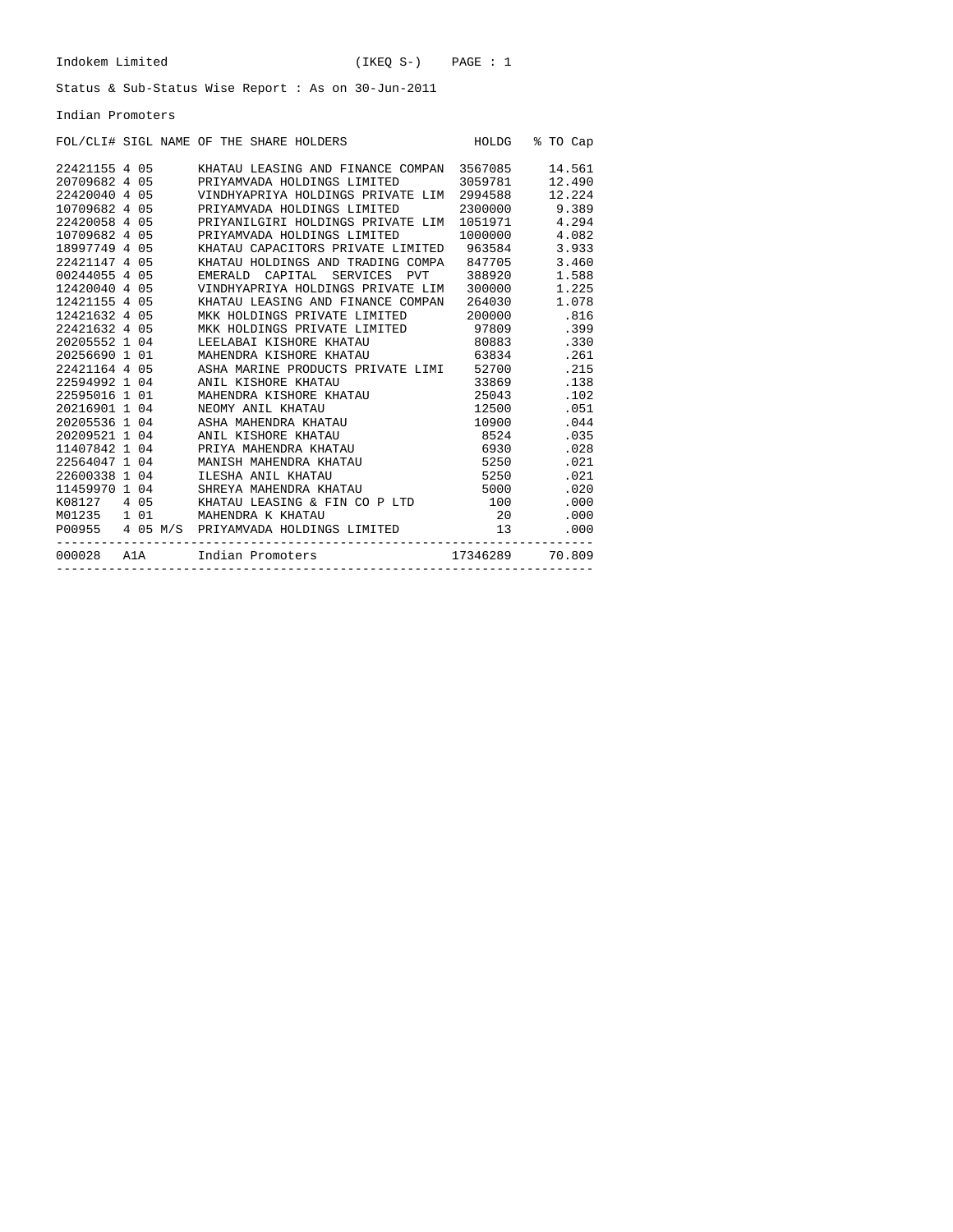Indokem Limited (IKEQ S-)

Status & Sub-Status Wise Report : As on 30-Jun-2011

Indian Promoters

| FOL/CLI# | SIGL | NAME OF THE SHARE HOLDERS | HOLDG | % TO Cap |
|---|---|---|---|---|
| 22421155 | 4 05 | KHATAU LEASING AND FINANCE COMPAN | 3567085 | 14.561 |
| 20709682 | 4 05 | PRIYAMVADA HOLDINGS LIMITED | 3059781 | 12.490 |
| 22420040 | 4 05 | VINDHYAPRIYA HOLDINGS PRIVATE LIM | 2994588 | 12.224 |
| 10709682 | 4 05 | PRIYAMVADA HOLDINGS LIMITED | 2300000 | 9.389 |
| 22420058 | 4 05 | PRIYANILGIRI HOLDINGS PRIVATE LIM | 1051971 | 4.294 |
| 10709682 | 4 05 | PRIYAMVADA HOLDINGS LIMITED | 1000000 | 4.082 |
| 18997749 | 4 05 | KHATAU CAPACITORS PRIVATE LIMITED | 963584 | 3.933 |
| 22421147 | 4 05 | KHATAU HOLDINGS AND TRADING COMPA | 847705 | 3.460 |
| 00244055 | 4 05 | EMERALD CAPITAL SERVICES PVT | 388920 | 1.588 |
| 12420040 | 4 05 | VINDHYAPRIYA HOLDINGS PRIVATE LIM | 300000 | 1.225 |
| 12421155 | 4 05 | KHATAU LEASING AND FINANCE COMPAN | 264030 | 1.078 |
| 12421632 | 4 05 | MKK HOLDINGS PRIVATE LIMITED | 200000 | .816 |
| 22421632 | 4 05 | MKK HOLDINGS PRIVATE LIMITED | 97809 | .399 |
| 20205552 | 1 04 | LEELABAI KISHORE KHATAU | 80883 | .330 |
| 20256690 | 1 01 | MAHENDRA KISHORE KHATAU | 63834 | .261 |
| 22421164 | 4 05 | ASHA MARINE PRODUCTS PRIVATE LIMI | 52700 | .215 |
| 22594992 | 1 04 | ANIL KISHORE KHATAU | 33869 | .138 |
| 22595016 | 1 01 | MAHENDRA KISHORE KHATAU | 25043 | .102 |
| 20216901 | 1 04 | NEOMY ANIL KHATAU | 12500 | .051 |
| 20205536 | 1 04 | ASHA MAHENDRA KHATAU | 10900 | .044 |
| 20209521 | 1 04 | ANIL KISHORE KHATAU | 8524 | .035 |
| 11407842 | 1 04 | PRIYA MAHENDRA KHATAU | 6930 | .028 |
| 22564047 | 1 04 | MANISH MAHENDRA KHATAU | 5250 | .021 |
| 22600338 | 1 04 | ILESHA ANIL KHATAU | 5250 | .021 |
| 11459970 | 1 04 | SHREYA MAHENDRA KHATAU | 5000 | .020 |
| K08127 | 4 05 | KHATAU LEASING & FIN CO P LTD | 100 | .000 |
| M01235 | 1 01 | MAHENDRA K KHATAU | 20 | .000 |
| P00955 | 4 05 M/S | PRIYAMVADA HOLDINGS LIMITED | 13 | .000 |
| 000028 | A1A | Indian Promoters | 17346289 | 70.809 |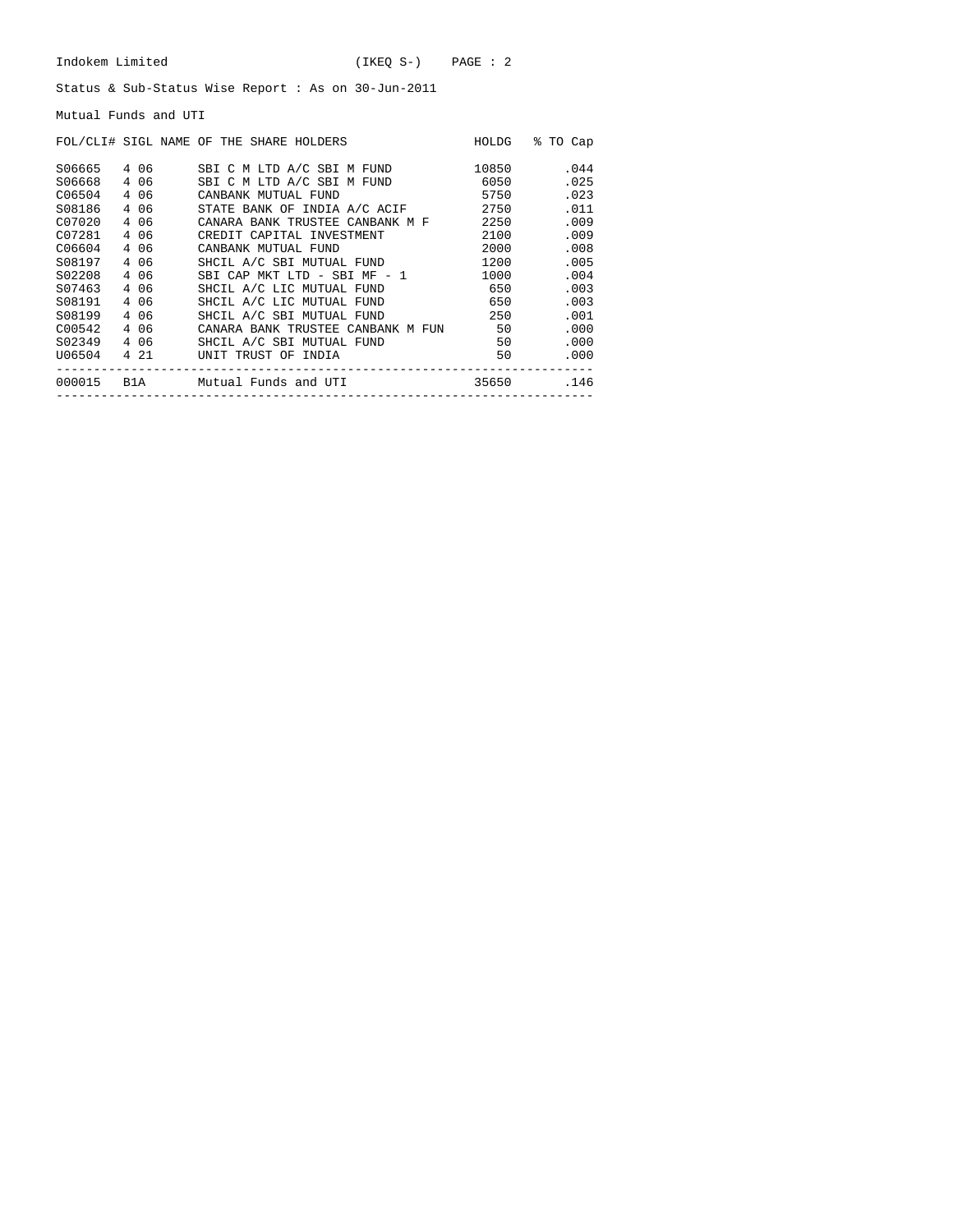Indokem Limited (IKEQ S-)

Status & Sub-Status Wise Report : As on 30-Jun-2011

Mutual Funds and UTI

| FOL/CLI# | SIGL | NAME OF THE SHARE HOLDERS | HOLDG | % TO Cap |
|---|---|---|---|---|
| S06665 | 4 06 | SBI C M LTD A/C SBI M FUND | 10850 | .044 |
| S06668 | 4 06 | SBI C M LTD A/C SBI M FUND | 6050 | .025 |
| C06504 | 4 06 | CANBANK MUTUAL FUND | 5750 | .023 |
| S08186 | 4 06 | STATE BANK OF INDIA A/C ACIF | 2750 | .011 |
| C07020 | 4 06 | CANARA BANK TRUSTEE CANBANK M F | 2250 | .009 |
| C07281 | 4 06 | CREDIT CAPITAL INVESTMENT | 2100 | .009 |
| C06604 | 4 06 | CANBANK MUTUAL FUND | 2000 | .008 |
| S08197 | 4 06 | SHCIL A/C SBI MUTUAL FUND | 1200 | .005 |
| S02208 | 4 06 | SBI CAP MKT LTD - SBI MF - 1 | 1000 | .004 |
| S07463 | 4 06 | SHCIL A/C LIC MUTUAL FUND | 650 | .003 |
| S08191 | 4 06 | SHCIL A/C LIC MUTUAL FUND | 650 | .003 |
| S08199 | 4 06 | SHCIL A/C SBI MUTUAL FUND | 250 | .001 |
| C00542 | 4 06 | CANARA BANK TRUSTEE CANBANK M FUN | 50 | .000 |
| S02349 | 4 06 | SHCIL A/C SBI MUTUAL FUND | 50 | .000 |
| U06504 | 4 21 | UNIT TRUST OF INDIA | 50 | .000 |
| 000015 | B1A | Mutual Funds and UTI | 35650 | .146 |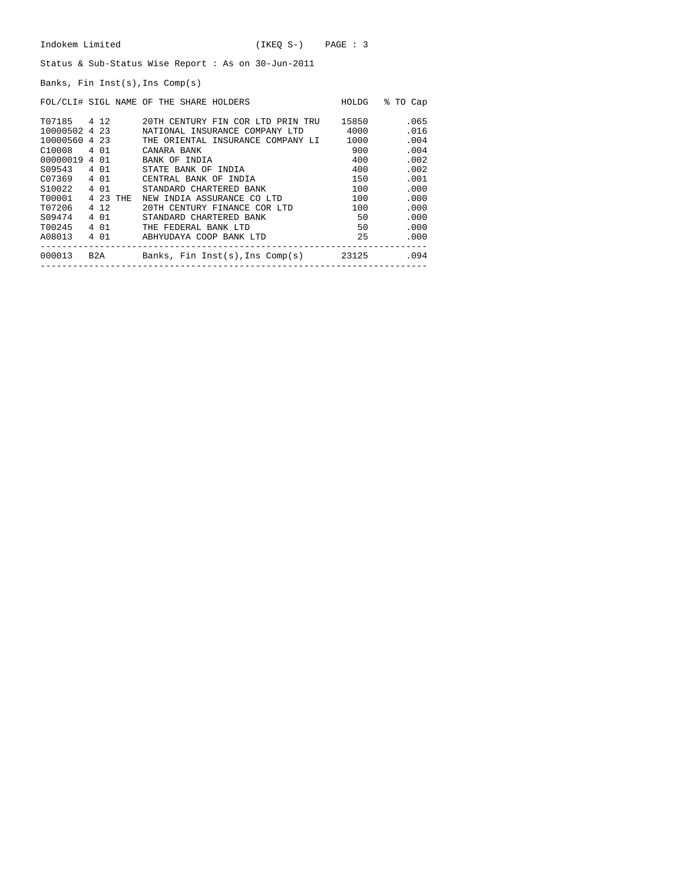Indokem Limited (IKEQ S-)

Status & Sub-Status Wise Report : As on 30-Jun-2011

Banks, Fin Inst(s),Ins Comp(s)

| FOL/CLI# | SIGL | NAME OF THE SHARE HOLDERS | HOLDG | % TO Cap |
|---|---|---|---|---|
| T07185 | 4 12 | 20TH CENTURY FIN COR LTD PRIN TRU | 15850 | .065 |
| 10000502 | 4 23 | NATIONAL INSURANCE COMPANY LTD | 4000 | .016 |
| 10000560 | 4 23 | THE ORIENTAL INSURANCE COMPANY LI | 1000 | .004 |
| C10008 | 4 01 | CANARA BANK | 900 | .004 |
| 00000019 | 4 01 | BANK OF INDIA | 400 | .002 |
| S09543 | 4 01 | STATE BANK OF INDIA | 400 | .002 |
| C07369 | 4 01 | CENTRAL BANK OF INDIA | 150 | .001 |
| S10022 | 4 01 | STANDARD CHARTERED BANK | 100 | .000 |
| T00001 | 4 23 THE | NEW INDIA ASSURANCE CO LTD | 100 | .000 |
| T07206 | 4 12 | 20TH CENTURY FINANCE COR LTD | 100 | .000 |
| S09474 | 4 01 | STANDARD CHARTERED BANK | 50 | .000 |
| T00245 | 4 01 | THE FEDERAL BANK LTD | 50 | .000 |
| A08013 | 4 01 | ABHYUDAYA COOP BANK LTD | 25 | .000 |
| 000013 | B2A | Banks, Fin Inst(s),Ins Comp(s) | 23125 | .094 |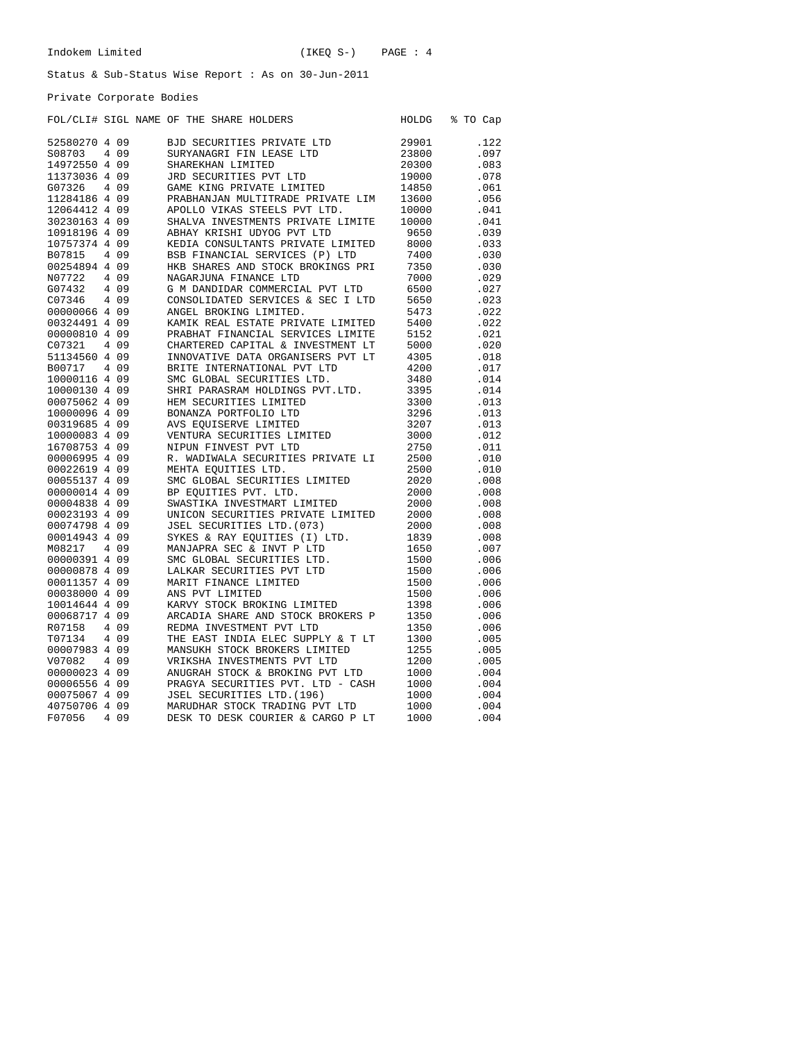Indokem Limited (IKEQ S-)

Status & Sub-Status Wise Report : As on 30-Jun-2011

Private Corporate Bodies

| FOL/CLI# | SIGL | NAME OF THE SHARE HOLDERS | HOLDG | % TO Cap |
|---|---|---|---|---|
| 52580270 | 4 09 | BJD SECURITIES PRIVATE LTD | 29901 | .122 |
| S08703 | 4 09 | SURYANAGRI FIN LEASE LTD | 23800 | .097 |
| 14972550 | 4 09 | SHAREKHAN LIMITED | 20300 | .083 |
| 11373036 | 4 09 | JRD SECURITIES PVT LTD | 19000 | .078 |
| G07326 | 4 09 | GAME KING PRIVATE LIMITED | 14850 | .061 |
| 11284186 | 4 09 | PRABHANJAN MULTITRADE PRIVATE LIM | 13600 | .056 |
| 12064412 | 4 09 | APOLLO VIKAS STEELS PVT LTD. | 10000 | .041 |
| 30230163 | 4 09 | SHALVA INVESTMENTS PRIVATE LIMITE | 10000 | .041 |
| 10918196 | 4 09 | ABHAY KRISHI UDYOG PVT LTD | 9650 | .039 |
| 10757374 | 4 09 | KEDIA CONSULTANTS PRIVATE LIMITED | 8000 | .033 |
| B07815 | 4 09 | BSB FINANCIAL SERVICES (P) LTD | 7400 | .030 |
| 00254894 | 4 09 | HKB SHARES AND STOCK BROKINGS PRI | 7350 | .030 |
| N07722 | 4 09 | NAGARJUNA FINANCE LTD | 7000 | .029 |
| G07432 | 4 09 | G M DANDIDAR COMMERCIAL PVT LTD | 6500 | .027 |
| C07346 | 4 09 | CONSOLIDATED SERVICES & SEC I LTD | 5650 | .023 |
| 00000066 | 4 09 | ANGEL BROKING LIMITED. | 5473 | .022 |
| 00324491 | 4 09 | KAMIK REAL ESTATE PRIVATE LIMITED | 5400 | .022 |
| 00000810 | 4 09 | PRABHAT FINANCIAL SERVICES LIMITE | 5152 | .021 |
| C07321 | 4 09 | CHARTERED CAPITAL & INVESTMENT LT | 5000 | .020 |
| 51134560 | 4 09 | INNOVATIVE DATA ORGANISERS PVT LT | 4305 | .018 |
| B00717 | 4 09 | BRITE INTERNATIONAL PVT LTD | 4200 | .017 |
| 10000116 | 4 09 | SMC GLOBAL SECURITIES LTD. | 3480 | .014 |
| 10000130 | 4 09 | SHRI PARASRAM HOLDINGS PVT.LTD. | 3395 | .014 |
| 00075062 | 4 09 | HEM SECURITIES LIMITED | 3300 | .013 |
| 10000096 | 4 09 | BONANZA PORTFOLIO LTD | 3296 | .013 |
| 00319685 | 4 09 | AVS EQUISERVE LIMITED | 3207 | .013 |
| 10000083 | 4 09 | VENTURA SECURITIES LIMITED | 3000 | .012 |
| 16708753 | 4 09 | NIPUN FINVEST PVT LTD | 2750 | .011 |
| 00006995 | 4 09 | R. WADIWALA SECURITIES PRIVATE LI | 2500 | .010 |
| 00022619 | 4 09 | MEHTA EQUITIES LTD. | 2500 | .010 |
| 00055137 | 4 09 | SMC GLOBAL SECURITIES LIMITED | 2020 | .008 |
| 00000014 | 4 09 | BP EQUITIES PVT. LTD. | 2000 | .008 |
| 00004838 | 4 09 | SWASTIKA INVESTMART LIMITED | 2000 | .008 |
| 00023193 | 4 09 | UNICON SECURITIES PRIVATE LIMITED | 2000 | .008 |
| 00074798 | 4 09 | JSEL SECURITIES LTD.(073) | 2000 | .008 |
| 00014943 | 4 09 | SYKES & RAY EQUITIES (I) LTD. | 1839 | .008 |
| M08217 | 4 09 | MANJAPRA SEC & INVT P LTD | 1650 | .007 |
| 00000391 | 4 09 | SMC GLOBAL SECURITIES LTD. | 1500 | .006 |
| 00000878 | 4 09 | LALKAR SECURITIES PVT LTD | 1500 | .006 |
| 00011357 | 4 09 | MARIT FINANCE LIMITED | 1500 | .006 |
| 00038000 | 4 09 | ANS PVT LIMITED | 1500 | .006 |
| 10014644 | 4 09 | KARVY STOCK BROKING LIMITED | 1398 | .006 |
| 00068717 | 4 09 | ARCADIA SHARE AND STOCK BROKERS P | 1350 | .006 |
| R07158 | 4 09 | REDMA INVESTMENT PVT LTD | 1350 | .006 |
| T07134 | 4 09 | THE EAST INDIA ELEC SUPPLY & T LT | 1300 | .005 |
| 00007983 | 4 09 | MANSUKH STOCK BROKERS LIMITED | 1255 | .005 |
| V07082 | 4 09 | VRIKSHA INVESTMENTS PVT LTD | 1200 | .005 |
| 00000023 | 4 09 | ANUGRAH STOCK & BROKING PVT LTD | 1000 | .004 |
| 00006556 | 4 09 | PRAGYA SECURITIES PVT. LTD - CASH | 1000 | .004 |
| 00075067 | 4 09 | JSEL SECURITIES LTD.(196) | 1000 | .004 |
| 40750706 | 4 09 | MARUDHAR STOCK TRADING PVT LTD | 1000 | .004 |
| F07056 | 4 09 | DESK TO DESK COURIER & CARGO P LT | 1000 | .004 |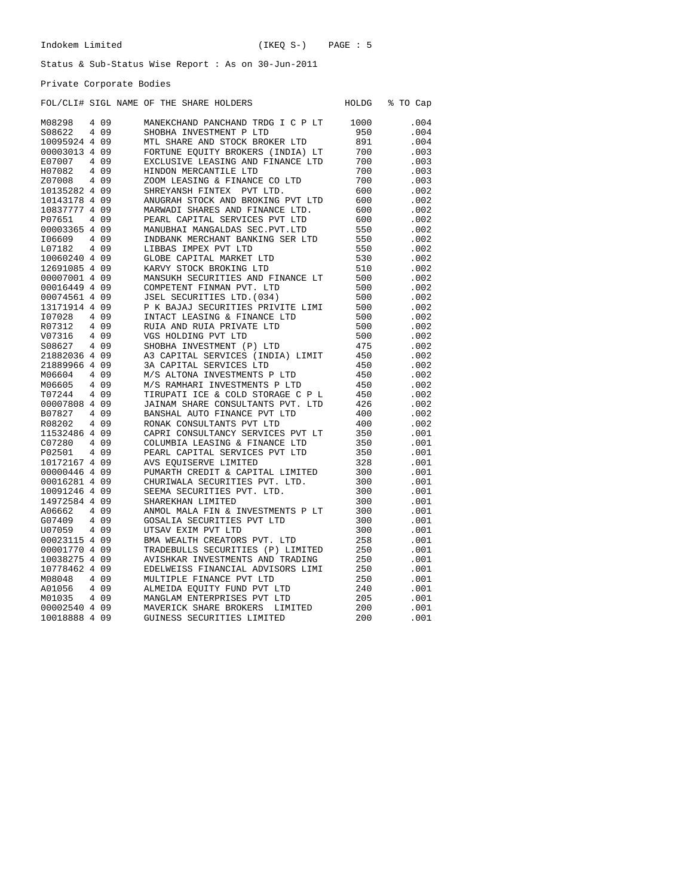Indokem Limited (IKEQ S-) PAGE : 5

Status & Sub-Status Wise Report : As on 30-Jun-2011

Private Corporate Bodies

| FOL/CLI# | SIGL | NAME OF THE SHARE HOLDERS | HOLDG | % TO Cap |
|---|---|---|---|---|
| M08298 | 4 09 | MANEKCHAND PANCHAND TRDG I C P LT | 1000 | .004 |
| S08622 | 4 09 | SHOBHA INVESTMENT P LTD | 950 | .004 |
| 10095924 | 4 09 | MTL SHARE AND STOCK BROKER LTD | 891 | .004 |
| 00003013 | 4 09 | FORTUNE EQUITY BROKERS (INDIA) LT | 700 | .003 |
| E07007 | 4 09 | EXCLUSIVE LEASING AND FINANCE LTD | 700 | .003 |
| H07082 | 4 09 | HINDON MERCANTILE LTD | 700 | .003 |
| Z07008 | 4 09 | ZOOM LEASING & FINANCE CO LTD | 700 | .003 |
| 10135282 | 4 09 | SHREYANSH FINTEX PVT LTD. | 600 | .002 |
| 10143178 | 4 09 | ANUGRAH STOCK AND BROKING PVT LTD | 600 | .002 |
| 10837777 | 4 09 | MARWADI SHARES AND FINANCE LTD. | 600 | .002 |
| P07651 | 4 09 | PEARL CAPITAL SERVICES PVT LTD | 600 | .002 |
| 00003365 | 4 09 | MANUBHAI MANGALDAS SEC.PVT.LTD | 550 | .002 |
| I06609 | 4 09 | INDBANK MERCHANT BANKING SER LTD | 550 | .002 |
| L07182 | 4 09 | LIBBAS IMPEX PVT LTD | 550 | .002 |
| 10060240 | 4 09 | GLOBE CAPITAL MARKET LTD | 530 | .002 |
| 12691085 | 4 09 | KARVY STOCK BROKING LTD | 510 | .002 |
| 00007001 | 4 09 | MANSUKH SECURITIES AND FINANCE LT | 500 | .002 |
| 00016449 | 4 09 | COMPETENT FINMAN PVT. LTD | 500 | .002 |
| 00074561 | 4 09 | JSEL SECURITIES LTD.(034) | 500 | .002 |
| 13171914 | 4 09 | P K BAJAJ SECURITIES PRIVITE LIMI | 500 | .002 |
| I07028 | 4 09 | INTACT LEASING & FINANCE LTD | 500 | .002 |
| R07312 | 4 09 | RUIA AND RUIA PRIVATE LTD | 500 | .002 |
| V07316 | 4 09 | VGS HOLDING PVT LTD | 500 | .002 |
| S08627 | 4 09 | SHOBHA INVESTMENT (P) LTD | 475 | .002 |
| 21882036 | 4 09 | A3 CAPITAL SERVICES (INDIA) LIMIT | 450 | .002 |
| 21889966 | 4 09 | 3A CAPITAL SERVICES LTD | 450 | .002 |
| M06604 | 4 09 | M/S ALTONA INVESTMENTS P LTD | 450 | .002 |
| M06605 | 4 09 | M/S RAMHARI INVESTMENTS P LTD | 450 | .002 |
| T07244 | 4 09 | TIRUPATI ICE & COLD STORAGE C P L | 450 | .002 |
| 00007808 | 4 09 | JAINAM SHARE CONSULTANTS PVT. LTD | 426 | .002 |
| B07827 | 4 09 | BANSHAL AUTO FINANCE PVT LTD | 400 | .002 |
| R08202 | 4 09 | RONAK CONSULTANTS PVT LTD | 400 | .002 |
| 11532486 | 4 09 | CAPRI CONSULTANCY SERVICES PVT LT | 350 | .001 |
| C07280 | 4 09 | COLUMBIA LEASING & FINANCE LTD | 350 | .001 |
| P02501 | 4 09 | PEARL CAPITAL SERVICES PVT LTD | 350 | .001 |
| 10172167 | 4 09 | AVS EQUISERVE LIMITED | 328 | .001 |
| 00000446 | 4 09 | PUMARTH CREDIT & CAPITAL LIMITED | 300 | .001 |
| 00016281 | 4 09 | CHURIWALA SECURITIES PVT. LTD. | 300 | .001 |
| 10091246 | 4 09 | SEEMA SECURITIES PVT. LTD. | 300 | .001 |
| 14972584 | 4 09 | SHAREKHAN LIMITED | 300 | .001 |
| A06662 | 4 09 | ANMOL MALA FIN & INVESTMENTS P LT | 300 | .001 |
| G07409 | 4 09 | GOSALIA SECURITIES PVT LTD | 300 | .001 |
| U07059 | 4 09 | UTSAV EXIM PVT LTD | 300 | .001 |
| 00023115 | 4 09 | BMA WEALTH CREATORS PVT. LTD | 258 | .001 |
| 00001770 | 4 09 | TRADEBULLS SECURITIES (P) LIMITED | 250 | .001 |
| 10038275 | 4 09 | AVISHKAR INVESTMENTS AND TRADING | 250 | .001 |
| 10778462 | 4 09 | EDELWEISS FINANCIAL ADVISORS LIMI | 250 | .001 |
| M08048 | 4 09 | MULTIPLE FINANCE PVT LTD | 250 | .001 |
| A01056 | 4 09 | ALMEIDA EQUITY FUND PVT LTD | 240 | .001 |
| M01035 | 4 09 | MANGLAM ENTERPRISES PVT LTD | 205 | .001 |
| 00002540 | 4 09 | MAVERICK SHARE BROKERS LIMITED | 200 | .001 |
| 10018888 | 4 09 | GUINESS SECURITIES LIMITED | 200 | .001 |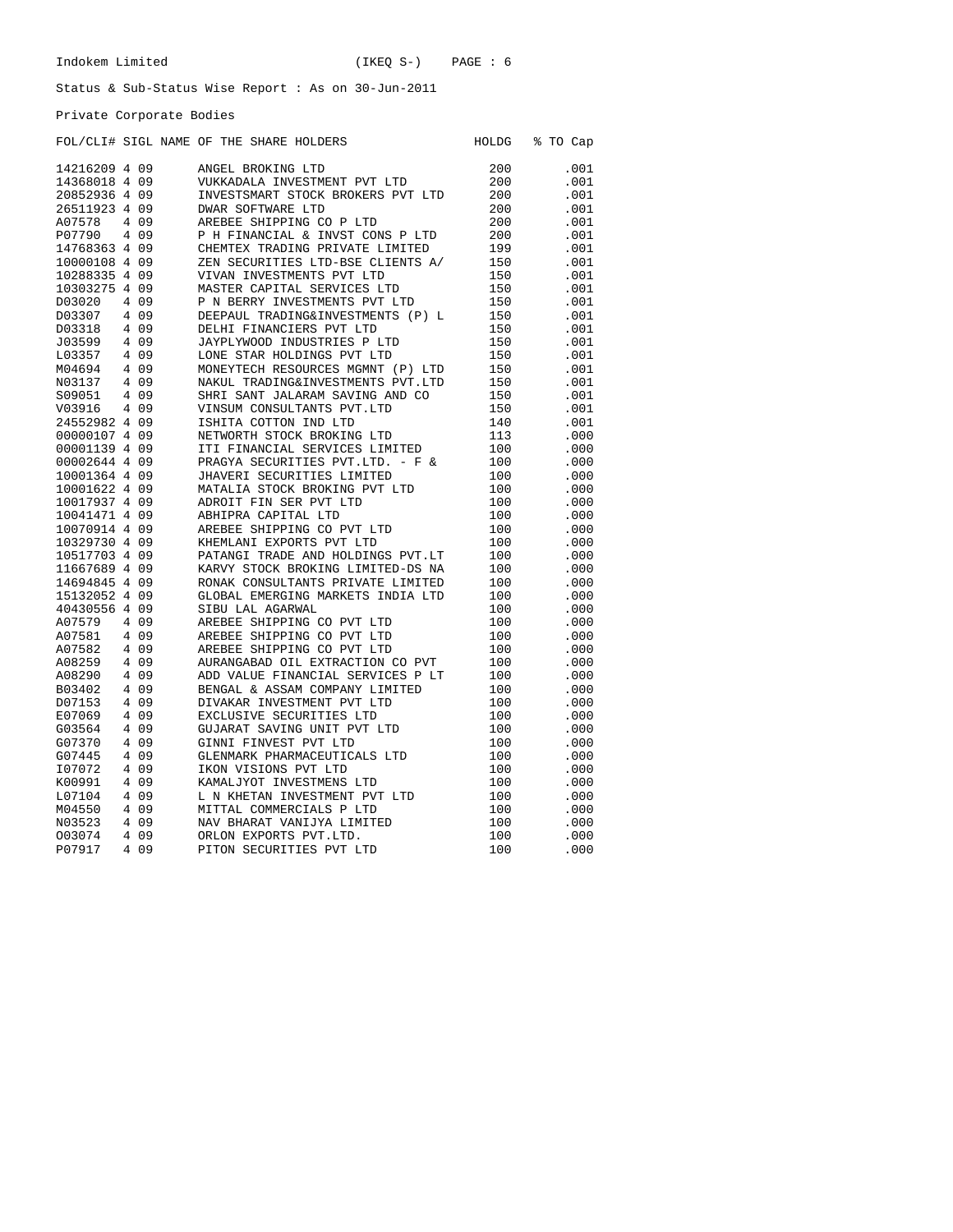Indokem Limited (IKEQ S-)

Status & Sub-Status Wise Report : As on 30-Jun-2011

Private Corporate Bodies

| FOL/CLI# | SIGL | NAME OF THE SHARE HOLDERS | HOLDG | % TO Cap |
|---|---|---|---|---|
| 14216209 | 4 09 | ANGEL BROKING LTD | 200 | .001 |
| 14368018 | 4 09 | VUKKADALA INVESTMENT PVT LTD | 200 | .001 |
| 20852936 | 4 09 | INVESTSMART STOCK BROKERS PVT LTD | 200 | .001 |
| 26511923 | 4 09 | DWAR SOFTWARE LTD | 200 | .001 |
| A07578 | 4 09 | AREBEE SHIPPING CO P LTD | 200 | .001 |
| P07790 | 4 09 | P H FINANCIAL & INVST CONS P LTD | 200 | .001 |
| 14768363 | 4 09 | CHEMTEX TRADING PRIVATE LIMITED | 199 | .001 |
| 10000108 | 4 09 | ZEN SECURITIES LTD-BSE CLIENTS A/ | 150 | .001 |
| 10288335 | 4 09 | VIVAN INVESTMENTS PVT LTD | 150 | .001 |
| 10303275 | 4 09 | MASTER CAPITAL SERVICES LTD | 150 | .001 |
| D03020 | 4 09 | P N BERRY INVESTMENTS PVT LTD | 150 | .001 |
| D03307 | 4 09 | DEEPAUL TRADING&INVESTMENTS (P) L | 150 | .001 |
| D03318 | 4 09 | DELHI FINANCIERS PVT LTD | 150 | .001 |
| J03599 | 4 09 | JAYPLYWOOD INDUSTRIES P LTD | 150 | .001 |
| L03357 | 4 09 | LONE STAR HOLDINGS PVT LTD | 150 | .001 |
| M04694 | 4 09 | MONEYTECH RESOURCES MGMNT (P) LTD | 150 | .001 |
| N03137 | 4 09 | NAKUL TRADING&INVESTMENTS PVT.LTD | 150 | .001 |
| S09051 | 4 09 | SHRI SANT JALARAM SAVING AND CO | 150 | .001 |
| V03916 | 4 09 | VINSUM CONSULTANTS PVT.LTD | 150 | .001 |
| 24552982 | 4 09 | ISHITA COTTON IND LTD | 140 | .001 |
| 00000107 | 4 09 | NETWORTH STOCK BROKING LTD | 113 | .000 |
| 00001139 | 4 09 | ITI FINANCIAL SERVICES LIMITED | 100 | .000 |
| 00002644 | 4 09 | PRAGYA SECURITIES PVT.LTD. - F & | 100 | .000 |
| 10001364 | 4 09 | JHAVERI SECURITIES LIMITED | 100 | .000 |
| 10001622 | 4 09 | MATALIA STOCK BROKING PVT LTD | 100 | .000 |
| 10017937 | 4 09 | ADROIT FIN SER PVT LTD | 100 | .000 |
| 10041471 | 4 09 | ABHIPRA CAPITAL LTD | 100 | .000 |
| 10070914 | 4 09 | AREBEE SHIPPING CO PVT LTD | 100 | .000 |
| 10329730 | 4 09 | KHEMLANI EXPORTS PVT LTD | 100 | .000 |
| 10517703 | 4 09 | PATANGI TRADE AND HOLDINGS PVT.LT | 100 | .000 |
| 11667689 | 4 09 | KARVY STOCK BROKING LIMITED-DS NA | 100 | .000 |
| 14694845 | 4 09 | RONAK CONSULTANTS PRIVATE LIMITED | 100 | .000 |
| 15132052 | 4 09 | GLOBAL EMERGING MARKETS INDIA LTD | 100 | .000 |
| 40430556 | 4 09 | SIBU LAL AGARWAL | 100 | .000 |
| A07579 | 4 09 | AREBEE SHIPPING CO PVT LTD | 100 | .000 |
| A07581 | 4 09 | AREBEE SHIPPING CO PVT LTD | 100 | .000 |
| A07582 | 4 09 | AREBEE SHIPPING CO PVT LTD | 100 | .000 |
| A08259 | 4 09 | AURANGABAD OIL EXTRACTION CO PVT | 100 | .000 |
| A08290 | 4 09 | ADD VALUE FINANCIAL SERVICES P LT | 100 | .000 |
| B03402 | 4 09 | BENGAL & ASSAM COMPANY LIMITED | 100 | .000 |
| D07153 | 4 09 | DIVAKAR INVESTMENT PVT LTD | 100 | .000 |
| E07069 | 4 09 | EXCLUSIVE SECURITIES LTD | 100 | .000 |
| G03564 | 4 09 | GUJARAT SAVING UNIT PVT LTD | 100 | .000 |
| G07370 | 4 09 | GINNI FINVEST PVT LTD | 100 | .000 |
| G07445 | 4 09 | GLENMARK PHARMACEUTICALS LTD | 100 | .000 |
| I07072 | 4 09 | IKON VISIONS PVT LTD | 100 | .000 |
| K00991 | 4 09 | KAMALJYOT INVESTMENS LTD | 100 | .000 |
| L07104 | 4 09 | L N KHETAN INVESTMENT PVT LTD | 100 | .000 |
| M04550 | 4 09 | MITTAL COMMERCIALS P LTD | 100 | .000 |
| N03523 | 4 09 | NAV BHARAT VANIJYA LIMITED | 100 | .000 |
| O03074 | 4 09 | ORLON EXPORTS PVT.LTD. | 100 | .000 |
| P07917 | 4 09 | PITON SECURITIES PVT LTD | 100 | .000 |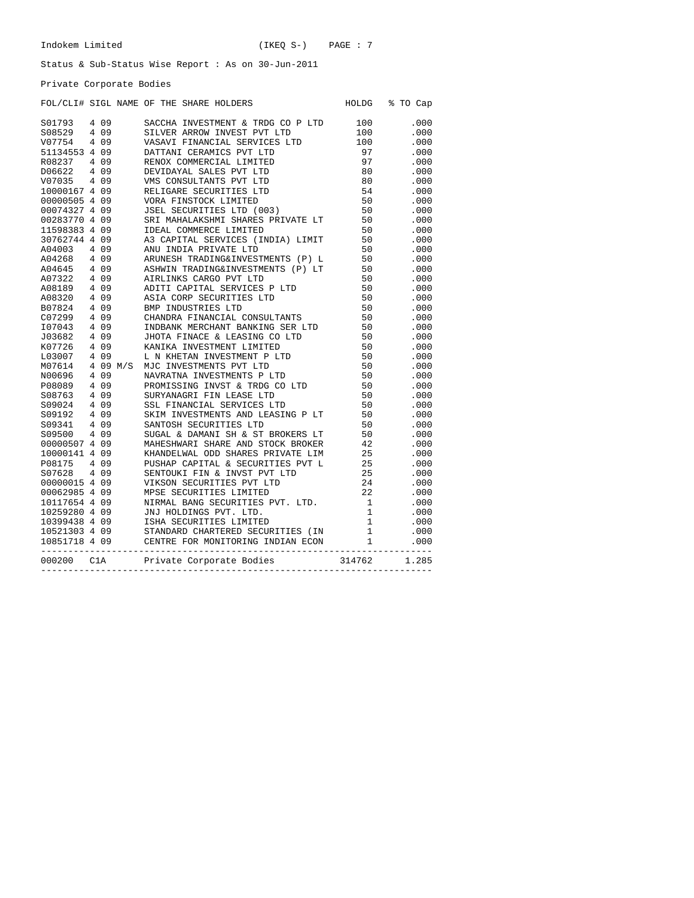Indokem Limited (IKEQ S-)

Status & Sub-Status Wise Report : As on 30-Jun-2011

Private Corporate Bodies

| FOL/CLI# | SIGL | NAME OF THE SHARE HOLDERS | HOLDG | % TO Cap |
|---|---|---|---|---|
| S01793 | 4 09 | SACCHA INVESTMENT & TRDG CO P LTD | 100 | .000 |
| S08529 | 4 09 | SILVER ARROW INVEST PVT LTD | 100 | .000 |
| V07754 | 4 09 | VASAVI FINANCIAL SERVICES LTD | 100 | .000 |
| 51134553 | 4 09 | DATTANI CERAMICS PVT LTD | 97 | .000 |
| R08237 | 4 09 | RENOX COMMERCIAL LIMITED | 97 | .000 |
| D06622 | 4 09 | DEVIDAYAL SALES PVT LTD | 80 | .000 |
| V07035 | 4 09 | VMS CONSULTANTS PVT LTD | 80 | .000 |
| 10000167 | 4 09 | RELIGARE SECURITIES LTD | 54 | .000 |
| 00000505 | 4 09 | VORA FINSTOCK LIMITED | 50 | .000 |
| 00074327 | 4 09 | JSEL SECURITIES LTD (003) | 50 | .000 |
| 00283770 | 4 09 | SRI MAHALAKSHMI SHARES PRIVATE LT | 50 | .000 |
| 11598383 | 4 09 | IDEAL COMMERCE LIMITED | 50 | .000 |
| 30762744 | 4 09 | A3 CAPITAL SERVICES (INDIA) LIMIT | 50 | .000 |
| A04003 | 4 09 | ANU INDIA PRIVATE LTD | 50 | .000 |
| A04268 | 4 09 | ARUNESH TRADING&INVESTMENTS (P) L | 50 | .000 |
| A04645 | 4 09 | ASHWIN TRADING&INVESTMENTS (P) LT | 50 | .000 |
| A07322 | 4 09 | AIRLINKS CARGO PVT LTD | 50 | .000 |
| A08189 | 4 09 | ADITI CAPITAL SERVICES P LTD | 50 | .000 |
| A08320 | 4 09 | ASIA CORP SECURITIES LTD | 50 | .000 |
| B07824 | 4 09 | BMP INDUSTRIES LTD | 50 | .000 |
| C07299 | 4 09 | CHANDRA FINANCIAL CONSULTANTS | 50 | .000 |
| I07043 | 4 09 | INDBANK MERCHANT BANKING SER LTD | 50 | .000 |
| J03682 | 4 09 | JHOTA FINACE & LEASING CO LTD | 50 | .000 |
| K07726 | 4 09 | KANIKA INVESTMENT LIMITED | 50 | .000 |
| L03007 | 4 09 | L N KHETAN INVESTMENT P LTD | 50 | .000 |
| M07614 | 4 09 | M/S MJC INVESTMENTS PVT LTD | 50 | .000 |
| N00696 | 4 09 | NAVRATNA INVESTMENTS P LTD | 50 | .000 |
| P08089 | 4 09 | PROMISSING INVST & TRDG CO LTD | 50 | .000 |
| S08763 | 4 09 | SURYANAGRI FIN LEASE LTD | 50 | .000 |
| S09024 | 4 09 | SSL FINANCIAL SERVICES LTD | 50 | .000 |
| S09192 | 4 09 | SKIM INVESTMENTS AND LEASING P LT | 50 | .000 |
| S09341 | 4 09 | SANTOSH SECURITIES LTD | 50 | .000 |
| S09500 | 4 09 | SUGAL & DAMANI SH & ST BROKERS LT | 50 | .000 |
| 00000507 | 4 09 | MAHESHWARI SHARE AND STOCK BROKER | 42 | .000 |
| 10000141 | 4 09 | KHANDELWAL ODD SHARES PRIVATE LIM | 25 | .000 |
| P08175 | 4 09 | PUSHAP CAPITAL & SECURITIES PVT L | 25 | .000 |
| S07628 | 4 09 | SENTOUKI FIN & INVST PVT LTD | 25 | .000 |
| 00000015 | 4 09 | VIKSON SECURITIES PVT LTD | 24 | .000 |
| 00062985 | 4 09 | MPSE SECURITIES LIMITED | 22 | .000 |
| 10117654 | 4 09 | NIRMAL BANG SECURITIES PVT. LTD. | 1 | .000 |
| 10259280 | 4 09 | JNJ HOLDINGS PVT. LTD. | 1 | .000 |
| 10399438 | 4 09 | ISHA SECURITIES LIMITED | 1 | .000 |
| 10521303 | 4 09 | STANDARD CHARTERED SECURITIES (IN | 1 | .000 |
| 10851718 | 4 09 | CENTRE FOR MONITORING INDIAN ECON | 1 | .000 |
| 000200 | C1A | Private Corporate Bodies | 314762 | 1.285 |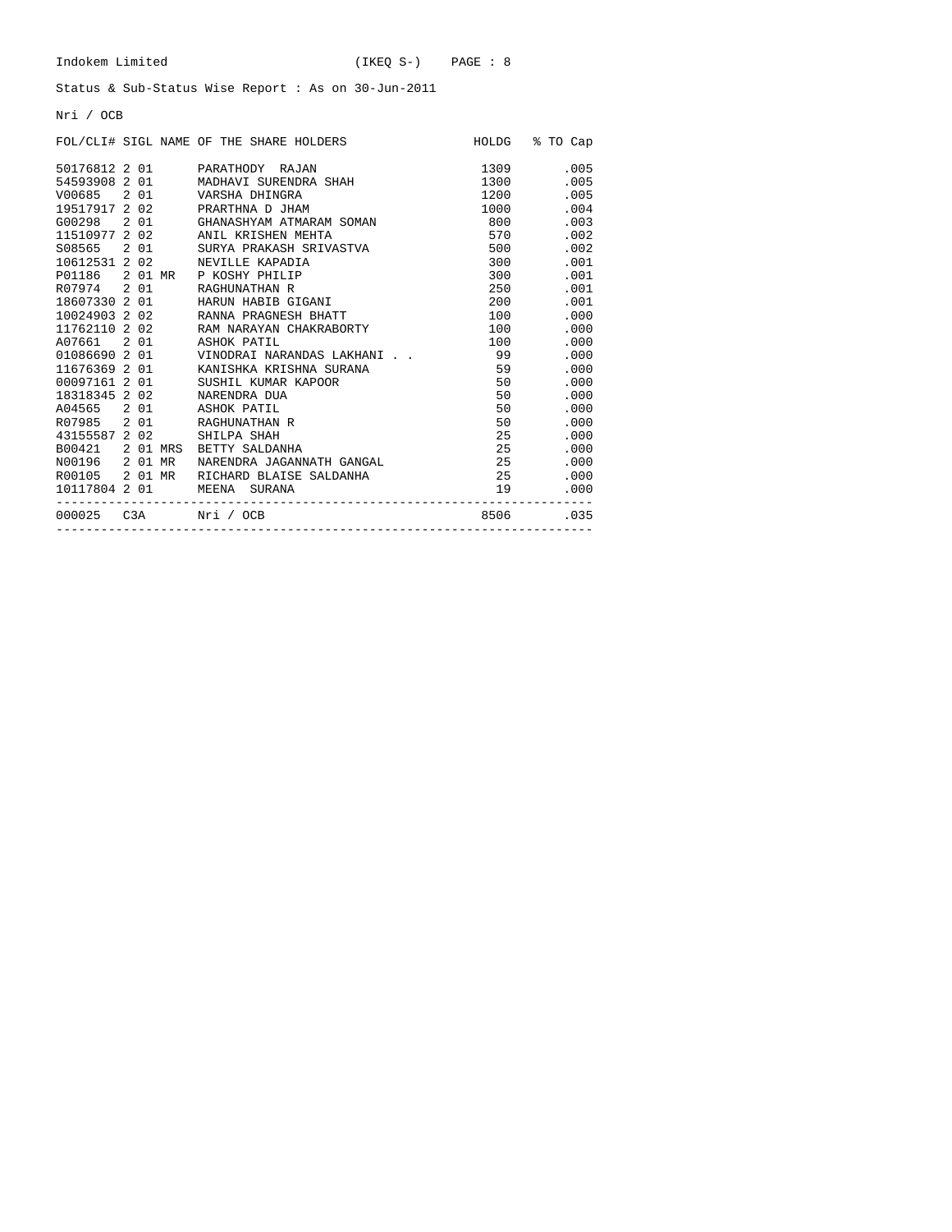Indokem Limited (IKEQ S-) PAGE : 8

Status & Sub-Status Wise Report : As on 30-Jun-2011

Nri / OCB

| FOL/CLI# | SIGL | NAME OF THE SHARE HOLDERS | HOLDG | % TO Cap |
|---|---|---|---|---|
| 50176812 | 2 01 | PARATHODY RAJAN | 1309 | .005 |
| 54593908 | 2 01 | MADHAVI SURENDRA SHAH | 1300 | .005 |
| V00685 | 2 01 | VARSHA DHINGRA | 1200 | .005 |
| 19517917 | 2 02 | PRARTHNA D JHAM | 1000 | .004 |
| G00298 | 2 01 | GHANASHYAM ATMARAM SOMAN | 800 | .003 |
| 11510977 | 2 02 | ANIL KRISHEN MEHTA | 570 | .002 |
| S08565 | 2 01 | SURYA PRAKASH SRIVASTVA | 500 | .002 |
| 10612531 | 2 02 | NEVILLE KAPADIA | 300 | .001 |
| P01186 | 2 01 MR | P KOSHY PHILIP | 300 | .001 |
| R07974 | 2 01 | RAGHUNATHAN R | 250 | .001 |
| 18607330 | 2 01 | HARUN HABIB GIGANI | 200 | .001 |
| 10024903 | 2 02 | RANNA PRAGNESH BHATT | 100 | .000 |
| 11762110 | 2 02 | RAM NARAYAN CHAKRABORTY | 100 | .000 |
| A07661 | 2 01 | ASHOK PATIL | 100 | .000 |
| 01086690 | 2 01 | VINODRAI NARANDAS LAKHANI . . | 99 | .000 |
| 11676369 | 2 01 | KANISHKA KRISHNA SURANA | 59 | .000 |
| 00097161 | 2 01 | SUSHIL KUMAR KAPOOR | 50 | .000 |
| 18318345 | 2 02 | NARENDRA DUA | 50 | .000 |
| A04565 | 2 01 | ASHOK PATIL | 50 | .000 |
| R07985 | 2 01 | RAGHUNATHAN R | 50 | .000 |
| 43155587 | 2 02 | SHILPA SHAH | 25 | .000 |
| B00421 | 2 01 MRS | BETTY SALDANHA | 25 | .000 |
| N00196 | 2 01 MR | NARENDRA JAGANNATH GANGAL | 25 | .000 |
| R00105 | 2 01 MR | RICHARD BLAISE SALDANHA | 25 | .000 |
| 10117804 | 2 01 | MEENA SURANA | 19 | .000 |
| 000025 | C3A | Nri / OCB | 8506 | .035 |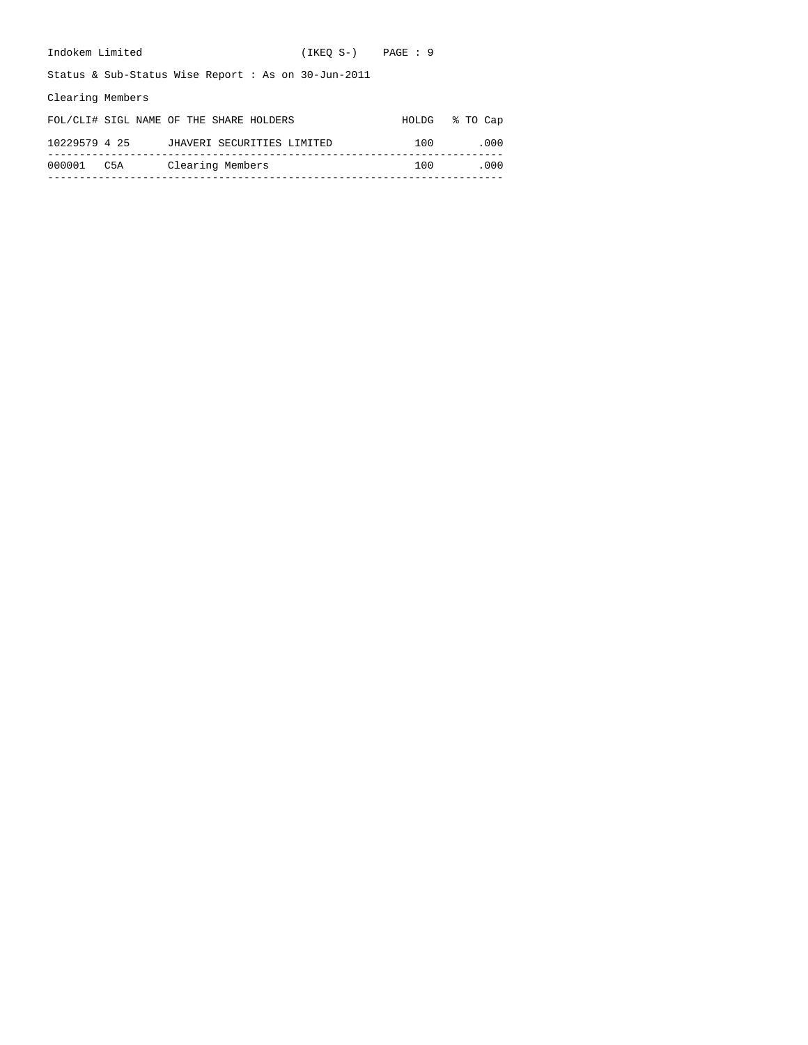Indokem Limited (IKEQ S-)

Status & Sub-Status Wise Report : As on 30-Jun-2011

Clearing Members

| FOL/CLI# | SIGL | NAME OF THE SHARE HOLDERS | HOLDG | % TO Cap |
|---|---|---|---|---|
| 10229579 | 4 25 | JHAVERI SECURITIES LIMITED | 100 | .000 |
| 000001 | C5A | Clearing Members | 100 | .000 |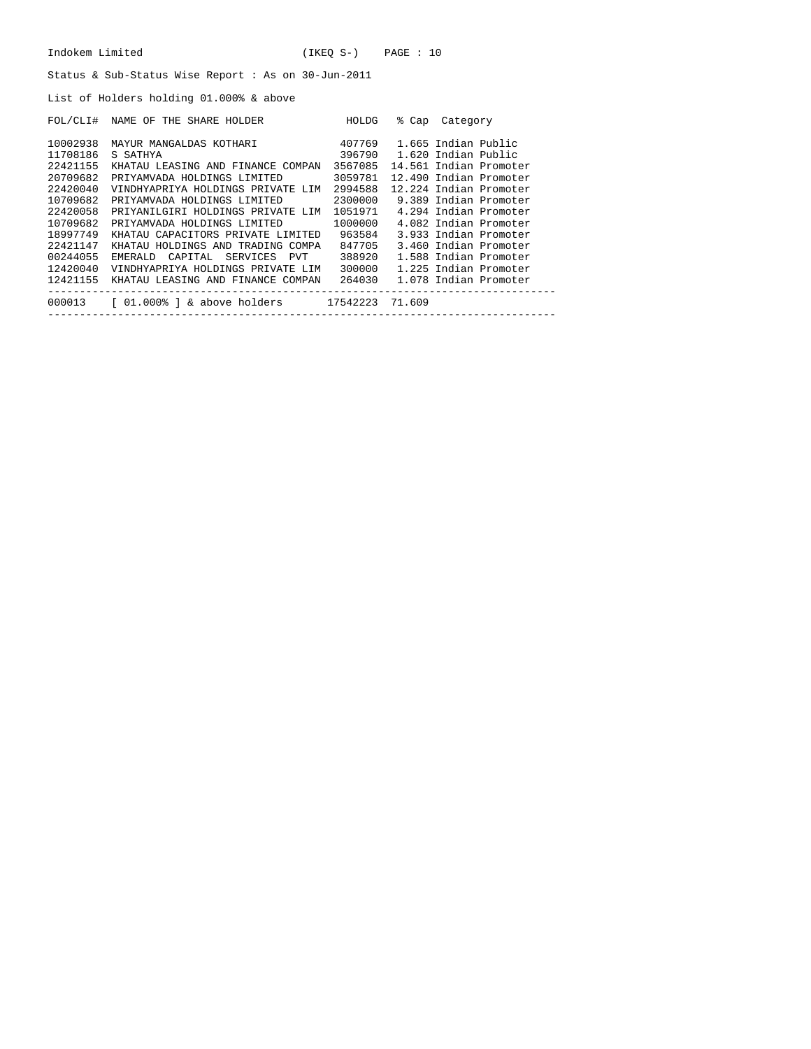Indokem Limited (IKEQ S-)

Status & Sub-Status Wise Report : As on 30-Jun-2011

List of Holders holding 01.000% & above

| FOL/CLI# | NAME OF THE SHARE HOLDER | HOLDG | % Cap | Category |
|---|---|---|---|---|
| 10002938 | MAYUR MANGALDAS KOTHARI | 407769 | 1.665 | Indian Public |
| 11708186 | S SATHYA | 396790 | 1.620 | Indian Public |
| 22421155 | KHATAU LEASING AND FINANCE COMPAN | 3567085 | 14.561 | Indian Promoter |
| 20709682 | PRIYAMVADA HOLDINGS LIMITED | 3059781 | 12.490 | Indian Promoter |
| 22420040 | VINDHYAPRIYA HOLDINGS PRIVATE LIM | 2994588 | 12.224 | Indian Promoter |
| 10709682 | PRIYAMVADA HOLDINGS LIMITED | 2300000 | 9.389 | Indian Promoter |
| 22420058 | PRIYANILGIRI HOLDINGS PRIVATE LIM | 1051971 | 4.294 | Indian Promoter |
| 10709682 | PRIYAMVADA HOLDINGS LIMITED | 1000000 | 4.082 | Indian Promoter |
| 18997749 | KHATAU CAPACITORS PRIVATE LIMITED | 963584 | 3.933 | Indian Promoter |
| 22421147 | KHATAU HOLDINGS AND TRADING COMPA | 847705 | 3.460 | Indian Promoter |
| 00244055 | EMERALD CAPITAL SERVICES PVT | 388920 | 1.588 | Indian Promoter |
| 12420040 | VINDHYAPRIYA HOLDINGS PRIVATE LIM | 300000 | 1.225 | Indian Promoter |
| 12421155 | KHATAU LEASING AND FINANCE COMPAN | 264030 | 1.078 | Indian Promoter |
| 000013 | [ 01.000% ] & above holders | 17542223 | 71.609 | |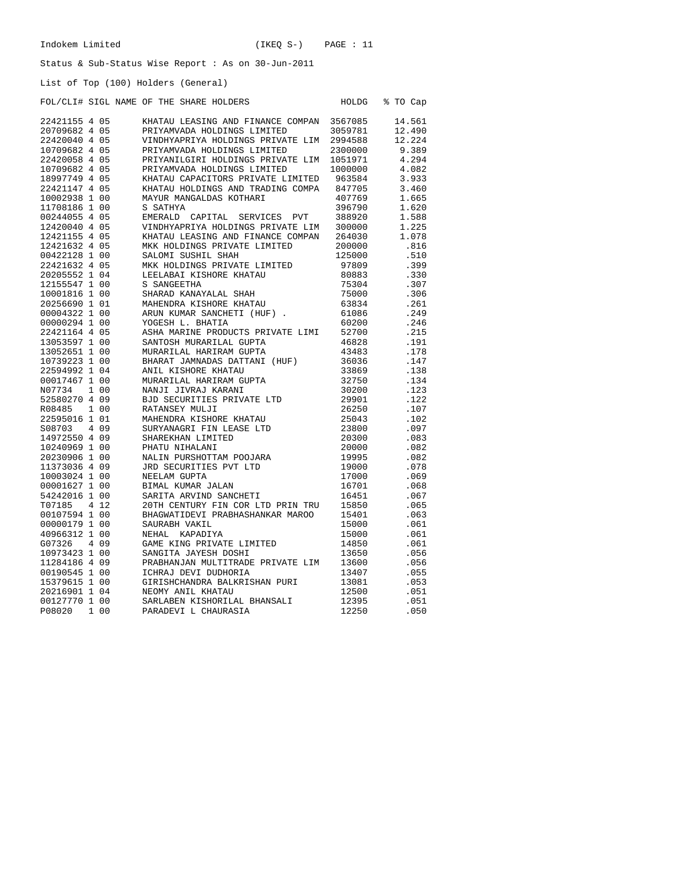Indokem Limited (IKEQ S-)

Status & Sub-Status Wise Report : As on 30-Jun-2011

List of Top (100) Holders (General)

| FOL/CLI# | SIGL | NAME OF THE SHARE HOLDERS | HOLDG | % TO Cap |
|---|---|---|---|---|
| 22421155 | 4 05 | KHATAU LEASING AND FINANCE COMPAN | 3567085 | 14.561 |
| 20709682 | 4 05 | PRIYAMVADA HOLDINGS LIMITED | 3059781 | 12.490 |
| 22420040 | 4 05 | VINDHYAPRIYA HOLDINGS PRIVATE LIM | 2994588 | 12.224 |
| 10709682 | 4 05 | PRIYAMVADA HOLDINGS LIMITED | 2300000 | 9.389 |
| 22420058 | 4 05 | PRIYANILGIRI HOLDINGS PRIVATE LIM | 1051971 | 4.294 |
| 10709682 | 4 05 | PRIYAMVADA HOLDINGS LIMITED | 1000000 | 4.082 |
| 18997749 | 4 05 | KHATAU CAPACITORS PRIVATE LIMITED | 963584 | 3.933 |
| 22421147 | 4 05 | KHATAU HOLDINGS AND TRADING COMPA | 847705 | 3.460 |
| 10002938 | 1 00 | MAYUR MANGALDAS KOTHARI | 407769 | 1.665 |
| 11708186 | 1 00 | S SATHYA | 396790 | 1.620 |
| 00244055 | 4 05 | EMERALD CAPITAL SERVICES PVT | 388920 | 1.588 |
| 12420040 | 4 05 | VINDHYAPRIYA HOLDINGS PRIVATE LIM | 300000 | 1.225 |
| 12421155 | 4 05 | KHATAU LEASING AND FINANCE COMPAN | 264030 | 1.078 |
| 12421632 | 4 05 | MKK HOLDINGS PRIVATE LIMITED | 200000 | .816 |
| 00422128 | 1 00 | SALOMI SUSHIL SHAH | 125000 | .510 |
| 22421632 | 4 05 | MKK HOLDINGS PRIVATE LIMITED | 97809 | .399 |
| 20205552 | 1 04 | LEELABAI KISHORE KHATAU | 80883 | .330 |
| 12155547 | 1 00 | S SANGEETHA | 75304 | .307 |
| 10001816 | 1 00 | SHARAD KANAYALAL SHAH | 75000 | .306 |
| 20256690 | 1 01 | MAHENDRA KISHORE KHATAU | 63834 | .261 |
| 00004322 | 1 00 | ARUN KUMAR SANCHETI (HUF) . | 61086 | .249 |
| 00000294 | 1 00 | YOGESH L. BHATIA | 60200 | .246 |
| 22421164 | 4 05 | ASHA MARINE PRODUCTS PRIVATE LIMI | 52700 | .215 |
| 13053597 | 1 00 | SANTOSH MURARILAL GUPTA | 46828 | .191 |
| 13052651 | 1 00 | MURARILAL HARIRAM GUPTA | 43483 | .178 |
| 10739223 | 1 00 | BHARAT JAMNADAS DATTANI (HUF) | 36036 | .147 |
| 22594992 | 1 04 | ANIL KISHORE KHATAU | 33869 | .138 |
| 00017467 | 1 00 | MURARILAL HARIRAM GUPTA | 32750 | .134 |
| N07734 | 1 00 | NANJI JIVRAJ KARANI | 30200 | .123 |
| 52580270 | 4 09 | BJD SECURITIES PRIVATE LTD | 29901 | .122 |
| R08485 | 1 00 | RATANSEY MULJI | 26250 | .107 |
| 22595016 | 1 01 | MAHENDRA KISHORE KHATAU | 25043 | .102 |
| S08703 | 4 09 | SURYANAGRI FIN LEASE LTD | 23800 | .097 |
| 14972550 | 4 09 | SHAREKHAN LIMITED | 20300 | .083 |
| 10240969 | 1 00 | PHATU NIHALANI | 20000 | .082 |
| 20230906 | 1 00 | NALIN PURSHOTTAM POOJARA | 19995 | .082 |
| 11373036 | 4 09 | JRD SECURITIES PVT LTD | 19000 | .078 |
| 10003024 | 1 00 | NEELAM GUPTA | 17000 | .069 |
| 00001627 | 1 00 | BIMAL KUMAR JALAN | 16701 | .068 |
| 54242016 | 1 00 | SARITA ARVIND SANCHETI | 16451 | .067 |
| T07185 | 4 12 | 20TH CENTURY FIN COR LTD PRIN TRU | 15850 | .065 |
| 00107594 | 1 00 | BHAGWATIDEVI PRABHASHANKAR MAROO | 15401 | .063 |
| 00000179 | 1 00 | SAURABH VAKIL | 15000 | .061 |
| 40966312 | 1 00 | NEHAL KAPADIYA | 15000 | .061 |
| G07326 | 4 09 | GAME KING PRIVATE LIMITED | 14850 | .061 |
| 10973423 | 1 00 | SANGITA JAYESH DOSHI | 13650 | .056 |
| 11284186 | 4 09 | PRABHANJAN MULTITRADE PRIVATE LIM | 13600 | .056 |
| 00190545 | 1 00 | ICHRAJ DEVI DUDHORIA | 13407 | .055 |
| 15379615 | 1 00 | GIRISHCHANDRA BALKRISHAN PURI | 13081 | .053 |
| 20216901 | 1 04 | NEOMY ANIL KHATAU | 12500 | .051 |
| 00127770 | 1 00 | SARLABEN KISHORILAL BHANSALI | 12395 | .051 |
| P08020 | 1 00 | PARADEVI L CHAURASIA | 12250 | .050 |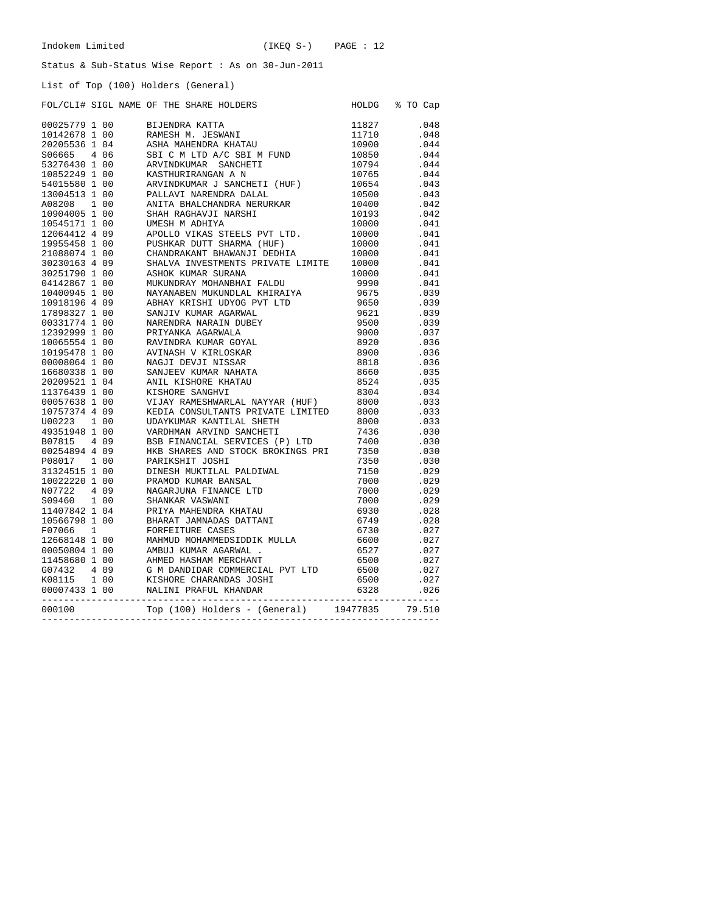Indokem Limited (IKEQ S-)

Status & Sub-Status Wise Report : As on 30-Jun-2011

List of Top (100) Holders (General)

| FOL/CLI# | SIGL | NAME OF THE SHARE HOLDERS | HOLDG | % TO Cap |
|---|---|---|---|---|
| 00025779 | 1 00 | BIJENDRA KATTA | 11827 | .048 |
| 10142678 | 1 00 | RAMESH M. JESWANI | 11710 | .048 |
| 20205536 | 1 04 | ASHA MAHENDRA KHATAU | 10900 | .044 |
| S06665 | 4 06 | SBI C M LTD A/C SBI M FUND | 10850 | .044 |
| 53276430 | 1 00 | ARVINDKUMAR SANCHETI | 10794 | .044 |
| 10852249 | 1 00 | KASTHURIRANGAN A N | 10765 | .044 |
| 54015580 | 1 00 | ARVINDKUMAR J SANCHETI (HUF) | 10654 | .043 |
| 13004513 | 1 00 | PALLAVI NARENDRA DALAL | 10500 | .043 |
| A08208 | 1 00 | ANITA BHALCHANDRA NERURKAR | 10400 | .042 |
| 10904005 | 1 00 | SHAH RAGHAVJI NARSHI | 10193 | .042 |
| 10545171 | 1 00 | UMESH M ADHIYA | 10000 | .041 |
| 12064412 | 4 09 | APOLLO VIKAS STEELS PVT LTD. | 10000 | .041 |
| 19955458 | 1 00 | PUSHKAR DUTT SHARMA (HUF) | 10000 | .041 |
| 21088074 | 1 00 | CHANDRAKANT BHAWANJI DEDHIA | 10000 | .041 |
| 30230163 | 4 09 | SHALVA INVESTMENTS PRIVATE LIMITE | 10000 | .041 |
| 30251790 | 1 00 | ASHOK KUMAR SURANA | 10000 | .041 |
| 04142867 | 1 00 | MUKUNDRAY MOHANBHAI FALDU | 9990 | .041 |
| 10400945 | 1 00 | NAYANABEN MUKUNDLAL KHIRAIYA | 9675 | .039 |
| 10918196 | 4 09 | ABHAY KRISHI UDYOG PVT LTD | 9650 | .039 |
| 17898327 | 1 00 | SANJIV KUMAR AGARWAL | 9621 | .039 |
| 00331774 | 1 00 | NARENDRA NARAIN DUBEY | 9500 | .039 |
| 12392999 | 1 00 | PRIYANKA AGARWALA | 9000 | .037 |
| 10065554 | 1 00 | RAVINDRA KUMAR GOYAL | 8920 | .036 |
| 10195478 | 1 00 | AVINASH V KIRLOSKAR | 8900 | .036 |
| 00008064 | 1 00 | NAGJI DEVJI NISSAR | 8818 | .036 |
| 16680338 | 1 00 | SANJEEV KUMAR NAHATA | 8660 | .035 |
| 20209521 | 1 04 | ANIL KISHORE KHATAU | 8524 | .035 |
| 11376439 | 1 00 | KISHORE SANGHVI | 8304 | .034 |
| 00057638 | 1 00 | VIJAY RAMESHWARLAL NAYYAR (HUF) | 8000 | .033 |
| 10757374 | 4 09 | KEDIA CONSULTANTS PRIVATE LIMITED | 8000 | .033 |
| U00223 | 1 00 | UDAYKUMAR KANTILAL SHETH | 8000 | .033 |
| 49351948 | 1 00 | VARDHMAN ARVIND SANCHETI | 7436 | .030 |
| B07815 | 4 09 | BSB FINANCIAL SERVICES (P) LTD | 7400 | .030 |
| 00254894 | 4 09 | HKB SHARES AND STOCK BROKINGS PRI | 7350 | .030 |
| P08017 | 1 00 | PARIKSHIT JOSHI | 7350 | .030 |
| 31324515 | 1 00 | DINESH MUKTILAL PALDIWAL | 7150 | .029 |
| 10022220 | 1 00 | PRAMOD KUMAR BANSAL | 7000 | .029 |
| N07722 | 4 09 | NAGARJUNA FINANCE LTD | 7000 | .029 |
| S09460 | 1 00 | SHANKAR VASWANI | 7000 | .029 |
| 11407842 | 1 04 | PRIYA MAHENDRA KHATAU | 6930 | .028 |
| 10566798 | 1 00 | BHARAT JAMNADAS DATTANI | 6749 | .028 |
| F07066 | 1 | FORFEITURE CASES | 6730 | .027 |
| 12668148 | 1 00 | MAHMUD MOHAMMEDSIDDIK MULLA | 6600 | .027 |
| 00050804 | 1 00 | AMBUJ KUMAR AGARWAL . | 6527 | .027 |
| 11458680 | 1 00 | AHMED HASHAM MERCHANT | 6500 | .027 |
| G07432 | 4 09 | G M DANDIDAR COMMERCIAL PVT LTD | 6500 | .027 |
| K08115 | 1 00 | KISHORE CHARANDAS JOSHI | 6500 | .027 |
| 00007433 | 1 00 | NALINI PRAFUL KHANDAR | 6328 | .026 |
| 000100 | | Top (100) Holders - (General) | 19477835 | 79.510 |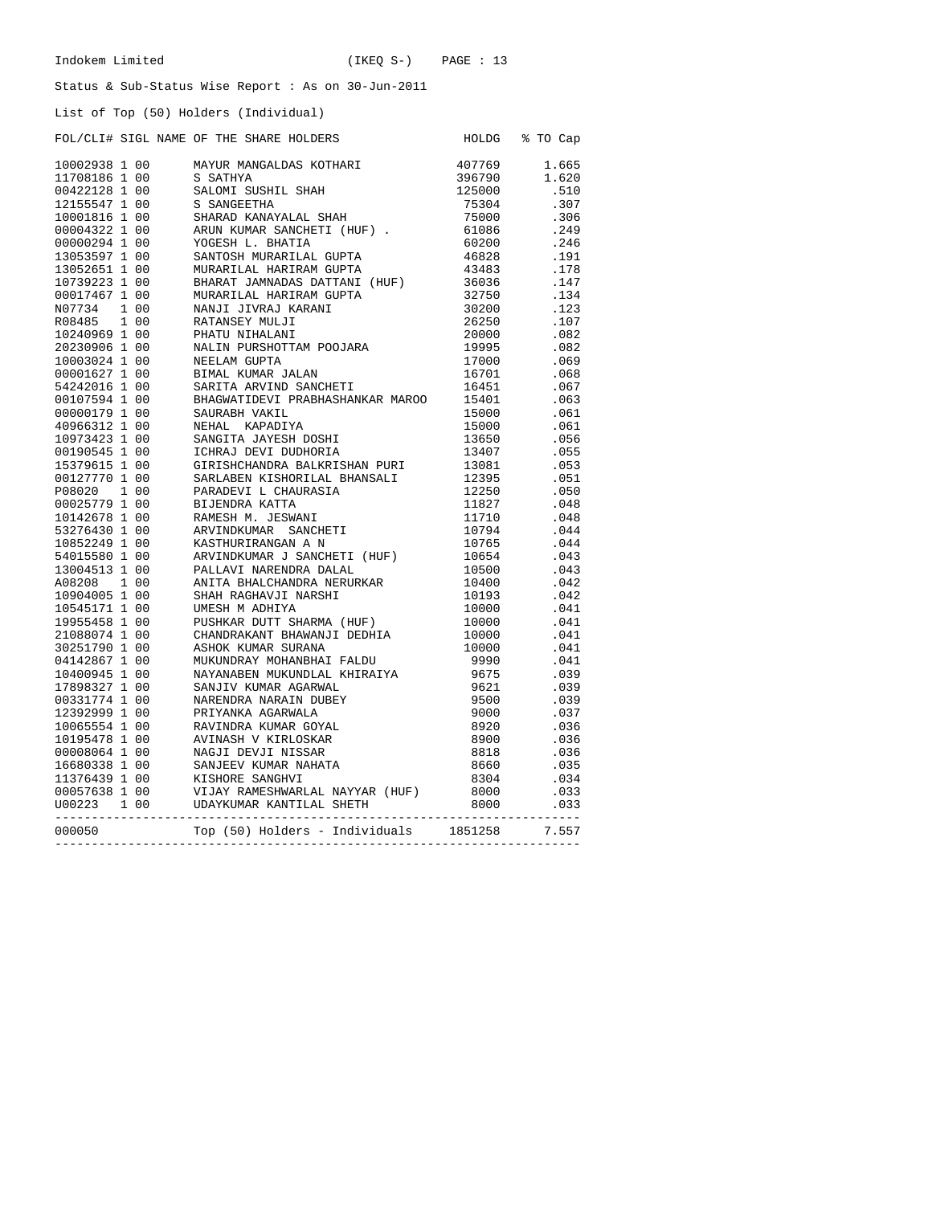Indokem Limited (IKEQ S-)

Status & Sub-Status Wise Report : As on 30-Jun-2011

List of Top (50) Holders (Individual)

| FOL/CLI# | SIGL | NAME OF THE SHARE HOLDERS | HOLDG | % TO Cap |
|---|---|---|---|---|
| 10002938 | 1 00 | MAYUR MANGALDAS KOTHARI | 407769 | 1.665 |
| 11708186 | 1 00 | S SATHYA | 396790 | 1.620 |
| 00422128 | 1 00 | SALOMI SUSHIL SHAH | 125000 | .510 |
| 12155547 | 1 00 | S SANGEETHA | 75304 | .307 |
| 10001816 | 1 00 | SHARAD KANAYALAL SHAH | 75000 | .306 |
| 00004322 | 1 00 | ARUN KUMAR SANCHETI (HUF) . | 61086 | .249 |
| 00000294 | 1 00 | YOGESH L. BHATIA | 60200 | .246 |
| 13053597 | 1 00 | SANTOSH MURARILAL GUPTA | 46828 | .191 |
| 13052651 | 1 00 | MURARILAL HARIRAM GUPTA | 43483 | .178 |
| 10739223 | 1 00 | BHARAT JAMNADAS DATTANI (HUF) | 36036 | .147 |
| 00017467 | 1 00 | MURARILAL HARIRAM GUPTA | 32750 | .134 |
| N07734 | 1 00 | NANJI JIVRAJ KARANI | 30200 | .123 |
| R08485 | 1 00 | RATANSEY MULJI | 26250 | .107 |
| 10240969 | 1 00 | PHATU NIHALANI | 20000 | .082 |
| 20230906 | 1 00 | NALIN PURSHOTTAM POOJARA | 19995 | .082 |
| 10003024 | 1 00 | NEELAM GUPTA | 17000 | .069 |
| 00001627 | 1 00 | BIMAL KUMAR JALAN | 16701 | .068 |
| 54242016 | 1 00 | SARITA ARVIND SANCHETI | 16451 | .067 |
| 00107594 | 1 00 | BHAGWATIDEVI PRABHASHANKAR MAROO | 15401 | .063 |
| 00000179 | 1 00 | SAURABH VAKIL | 15000 | .061 |
| 40966312 | 1 00 | NEHAL KAPADIYA | 15000 | .061 |
| 10973423 | 1 00 | SANGITA JAYESH DOSHI | 13650 | .056 |
| 00190545 | 1 00 | ICHRAJ DEVI DUDHORIA | 13407 | .055 |
| 15379615 | 1 00 | GIRISHCHANDRA BALKRISHAN PURI | 13081 | .053 |
| 00127770 | 1 00 | SARLABEN KISHORILAL BHANSALI | 12395 | .051 |
| P08020 | 1 00 | PARADEVI L CHAURASIA | 12250 | .050 |
| 00025779 | 1 00 | BIJENDRA KATTA | 11827 | .048 |
| 10142678 | 1 00 | RAMESH M. JESWANI | 11710 | .048 |
| 53276430 | 1 00 | ARVINDKUMAR SANCHETI | 10794 | .044 |
| 10852249 | 1 00 | KASTHURIRANGAN A N | 10765 | .044 |
| 54015580 | 1 00 | ARVINDKUMAR J SANCHETI (HUF) | 10654 | .043 |
| 13004513 | 1 00 | PALLAVI NARENDRA DALAL | 10500 | .043 |
| A08208 | 1 00 | ANITA BHALCHANDRA NERURKAR | 10400 | .042 |
| 10904005 | 1 00 | SHAH RAGHAVJI NARSHI | 10193 | .042 |
| 10545171 | 1 00 | UMESH M ADHIYA | 10000 | .041 |
| 19955458 | 1 00 | PUSHKAR DUTT SHARMA (HUF) | 10000 | .041 |
| 21088074 | 1 00 | CHANDRAKANT BHAWANJI DEDHIA | 10000 | .041 |
| 30251790 | 1 00 | ASHOK KUMAR SURANA | 10000 | .041 |
| 04142867 | 1 00 | MUKUNDRAY MOHANBHAI FALDU | 9990 | .041 |
| 10400945 | 1 00 | NAYANABEN MUKUNDLAL KHIRAIYA | 9675 | .039 |
| 17898327 | 1 00 | SANJIV KUMAR AGARWAL | 9621 | .039 |
| 00331774 | 1 00 | NARENDRA NARAIN DUBEY | 9500 | .039 |
| 12392999 | 1 00 | PRIYANKA AGARWALA | 9000 | .037 |
| 10065554 | 1 00 | RAVINDRA KUMAR GOYAL | 8920 | .036 |
| 10195478 | 1 00 | AVINASH V KIRLOSKAR | 8900 | .036 |
| 00008064 | 1 00 | NAGJI DEVJI NISSAR | 8818 | .036 |
| 16680338 | 1 00 | SANJEEV KUMAR NAHATA | 8660 | .035 |
| 11376439 | 1 00 | KISHORE SANGHVI | 8304 | .034 |
| 00057638 | 1 00 | VIJAY RAMESHWARLAL NAYYAR (HUF) | 8000 | .033 |
| U00223 | 1 00 | UDAYKUMAR KANTILAL SHETH | 8000 | .033 |
| 000050 | | Top (50) Holders - Individuals | 1851258 | 7.557 |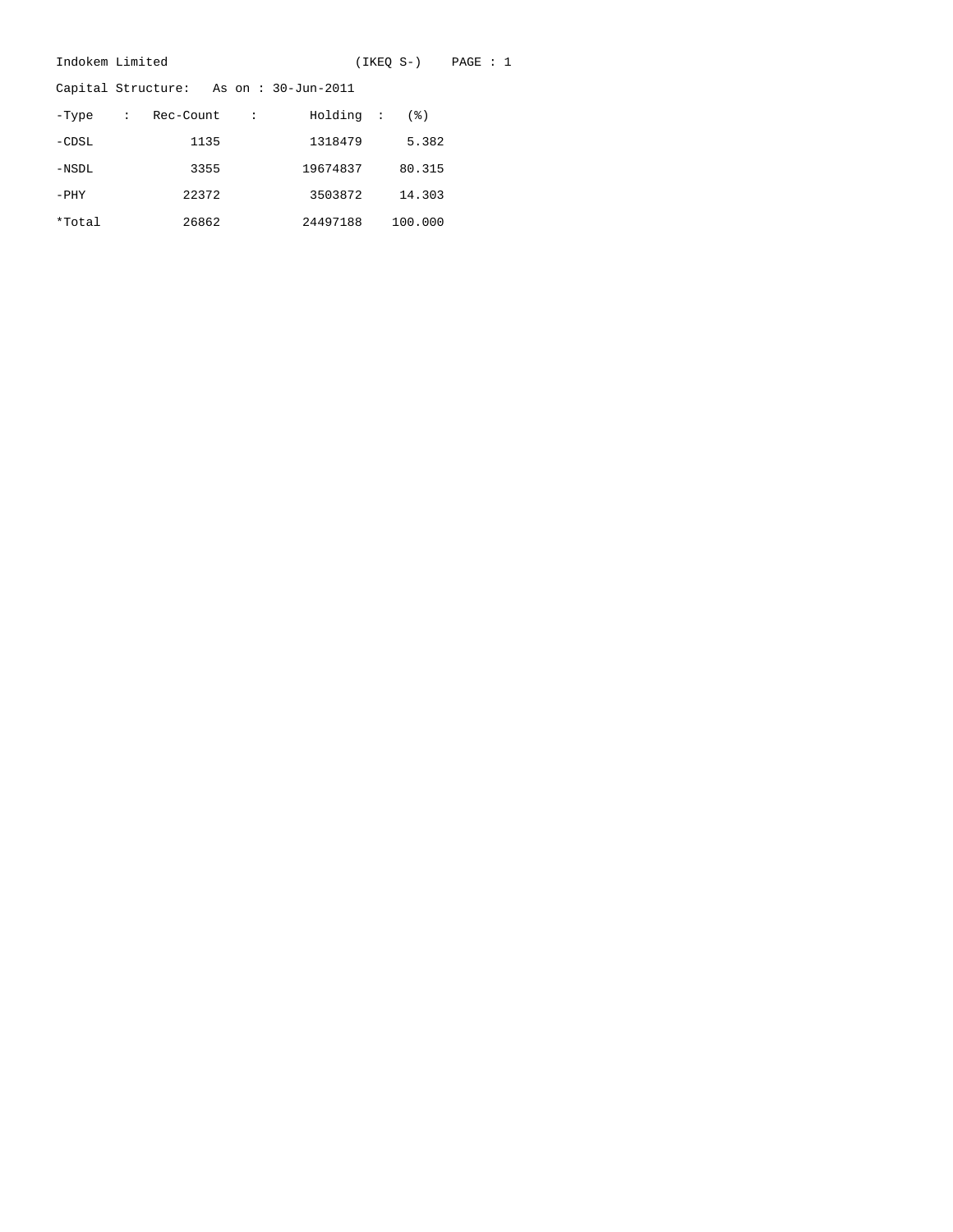Indokem Limited (IKEQ S-)

Capital Structure: As on : 30-Jun-2011

| -Type | Rec-Count | Holding | (%) |
|---|---|---|---|
| -CDSL | 1135 | 1318479 | 5.382 |
| -NSDL | 3355 | 19674837 | 80.315 |
| -PHY | 22372 | 3503872 | 14.303 |
| *Total | 26862 | 24497188 | 100.000 |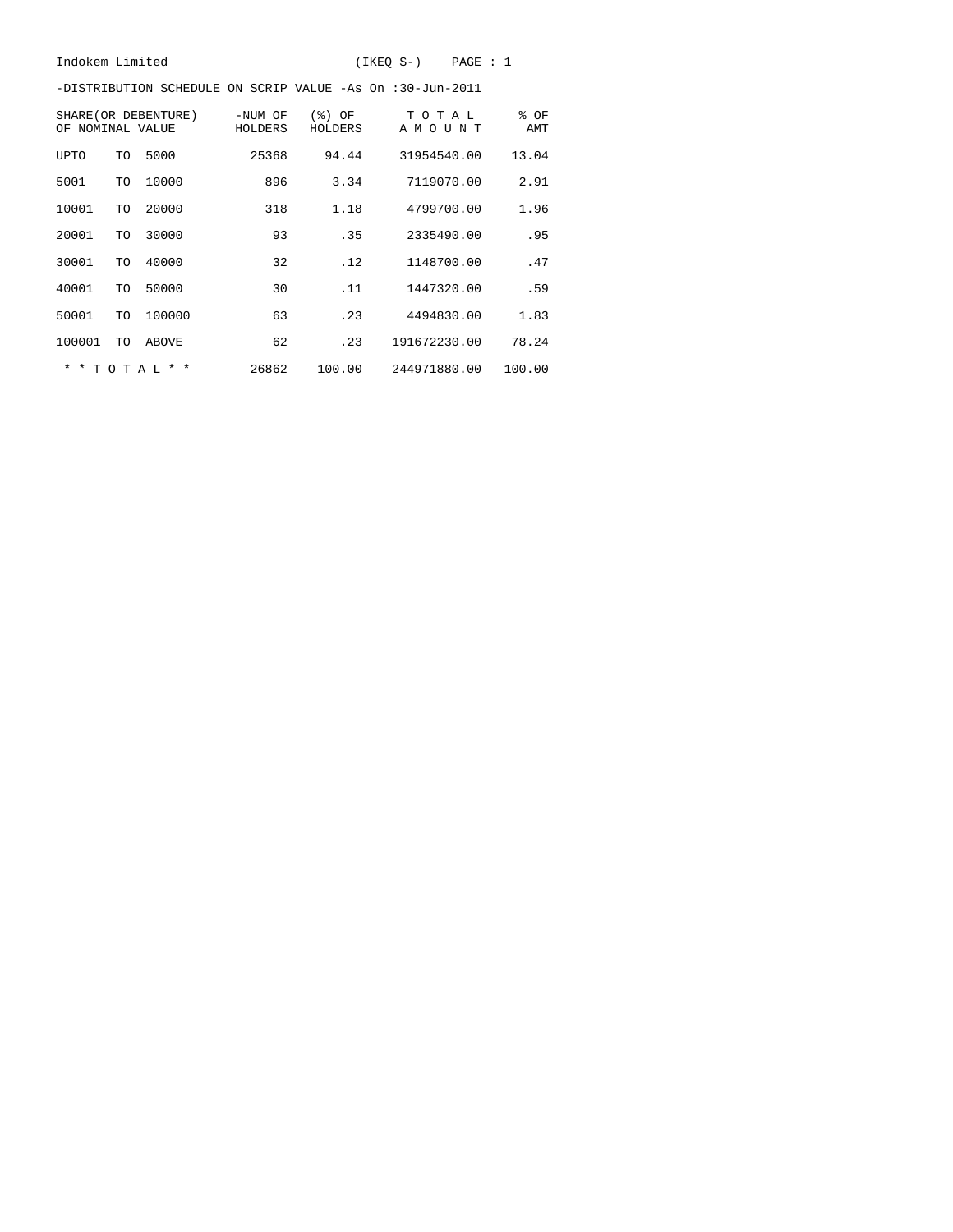Indokem Limited (IKEQ S-) PAGE : 1

-DISTRIBUTION SCHEDULE ON SCRIP VALUE -As On :30-Jun-2011

| SHARE(OR DEBENTURE) OF NOMINAL VALUE | | | -NUM OF HOLDERS | (%) OF HOLDERS | T O T A L A M O U N T | % OF AMT |
|---|---|---|---|---|---|---|
| UPTO | TO | 5000 | 25368 | 94.44 | 31954540.00 | 13.04 |
| 5001 | TO | 10000 | 896 | 3.34 | 7119070.00 | 2.91 |
| 10001 | TO | 20000 | 318 | 1.18 | 4799700.00 | 1.96 |
| 20001 | TO | 30000 | 93 | .35 | 2335490.00 | .95 |
| 30001 | TO | 40000 | 32 | .12 | 1148700.00 | .47 |
| 40001 | TO | 50000 | 30 | .11 | 1447320.00 | .59 |
| 50001 | TO | 100000 | 63 | .23 | 4494830.00 | 1.83 |
| 100001 | TO | ABOVE | 62 | .23 | 191672230.00 | 78.24 |
| * * T O T A L * * | | | 26862 | 100.00 | 244971880.00 | 100.00 |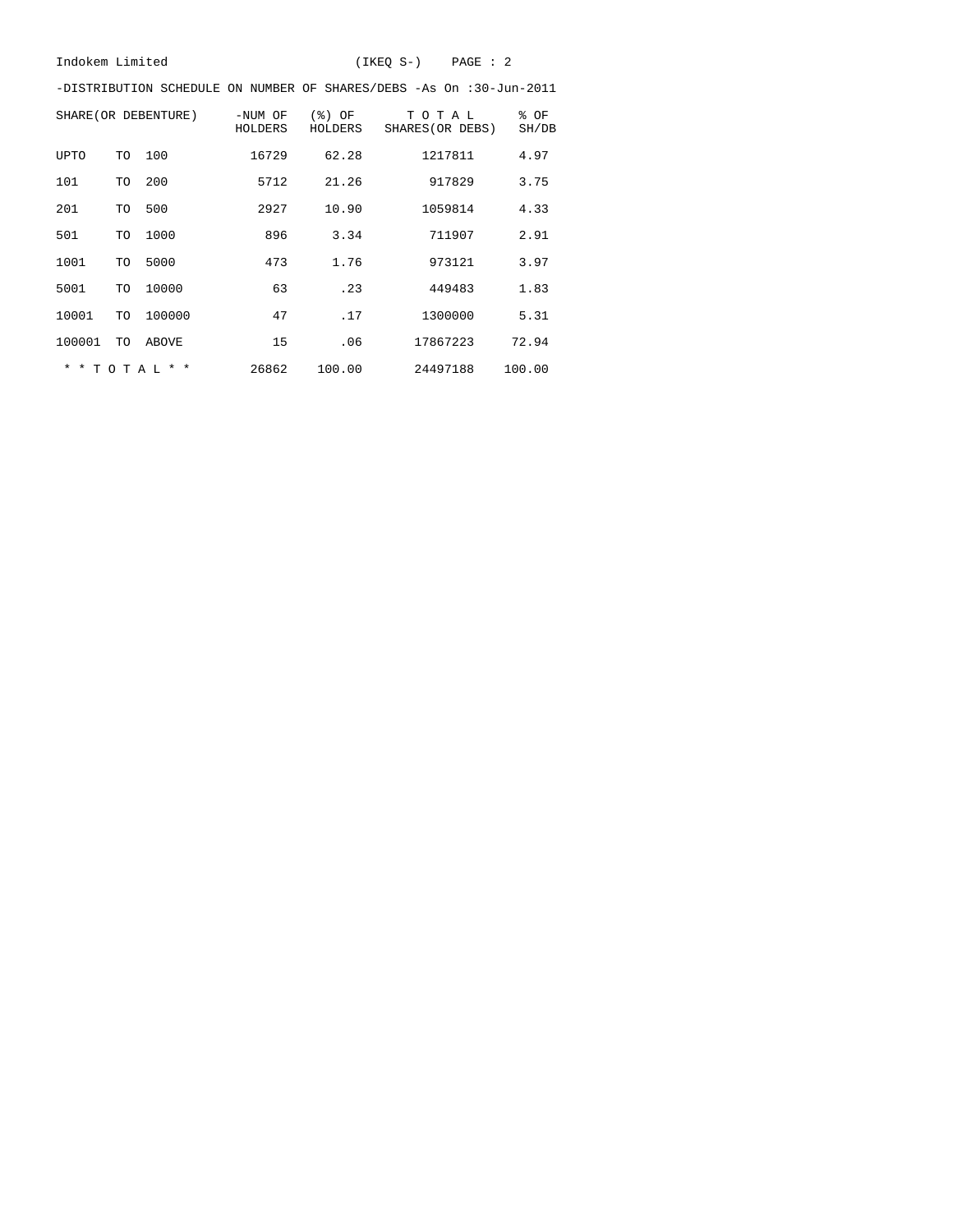Indokem Limited (IKEQ S-)

-DISTRIBUTION SCHEDULE ON NUMBER OF SHARES/DEBS -As On :30-Jun-2011

| SHARE(OR DEBENTURE) | -NUM OF HOLDERS | (%) OF HOLDERS | T O T A L SHARES(OR DEBS) | % OF SH/DB |
|---|---|---|---|---|
| UPTO TO 100 | 16729 | 62.28 | 1217811 | 4.97 |
| 101 TO 200 | 5712 | 21.26 | 917829 | 3.75 |
| 201 TO 500 | 2927 | 10.90 | 1059814 | 4.33 |
| 501 TO 1000 | 896 | 3.34 | 711907 | 2.91 |
| 1001 TO 5000 | 473 | 1.76 | 973121 | 3.97 |
| 5001 TO 10000 | 63 | .23 | 449483 | 1.83 |
| 10001 TO 100000 | 47 | .17 | 1300000 | 5.31 |
| 100001 TO ABOVE | 15 | .06 | 17867223 | 72.94 |
| * * T O T A L * * | 26862 | 100.00 | 24497188 | 100.00 |